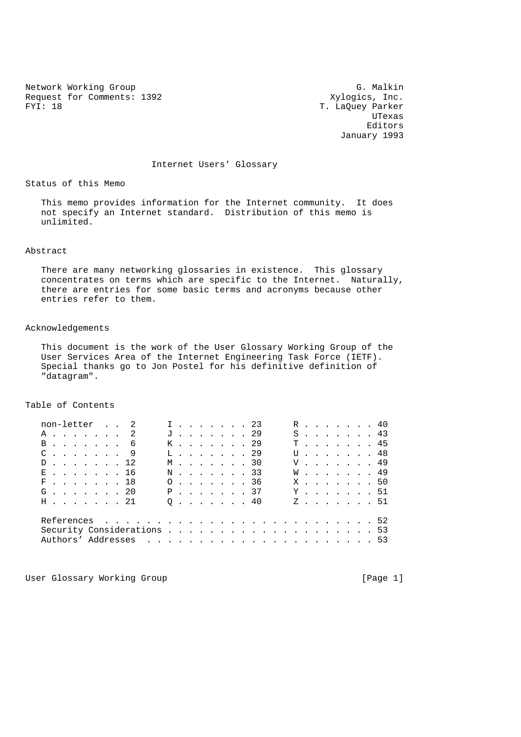Network Working Group                                          G. Malkin
Request for Comments: 1392                                Xylogics, Inc.
FYI: 18                                                T. LaQuey Parker
                                                                  UTexas
                                                                 Editors
                                                            January 1993

# Internet Users' Glossary

## Status of this Memo

This memo provides information for the Internet community. It does not specify an Internet standard. Distribution of this memo is unlimited.

## Abstract

There are many networking glossaries in existence. This glossary concentrates on terms which are specific to the Internet. Naturally, there are entries for some basic terms and acronyms because other entries refer to them.

## Acknowledgements

This document is the work of the User Glossary Working Group of the User Services Area of the Internet Engineering Task Force (IETF). Special thanks go to Jon Postel for his definitive definition of "datagram".

## Table of Contents

| Section | Page | Section | Page | Section | Page |
|---|---|---|---|---|---|
| non-letter | 2 | I | 23 | R | 40 |
| A | 2 | J | 29 | S | 43 |
| B | 6 | K | 29 | T | 45 |
| C | 9 | L | 29 | U | 48 |
| D | 12 | M | 30 | V | 49 |
| E | 16 | N | 33 | W | 49 |
| F | 18 | O | 36 | X | 50 |
| G | 20 | P | 37 | Y | 51 |
| H | 21 | Q | 40 | Z | 51 |

| Section | Page |
|---|---|
| References | 52 |
| Security Considerations | 53 |
| Authors' Addresses | 53 |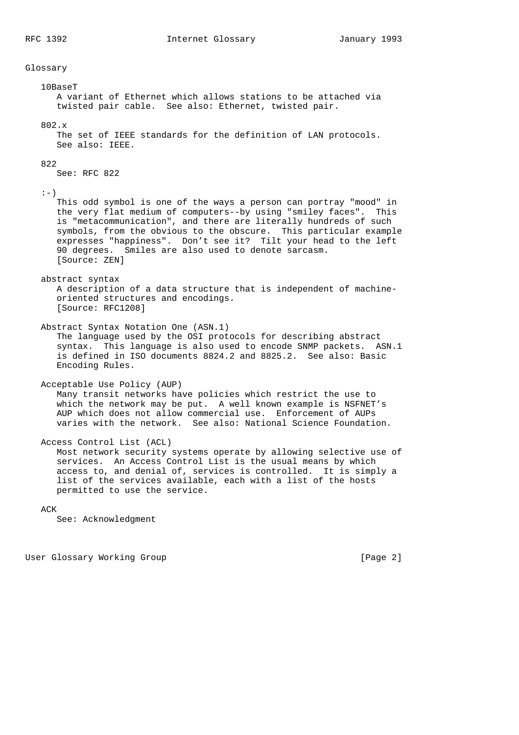## Glossary

**10BaseT**
A variant of Ethernet which allows stations to be attached via twisted pair cable. See also: Ethernet, twisted pair.

**802.x**
The set of IEEE standards for the definition of LAN protocols. See also: IEEE.

**822**
See: RFC 822

**:-)**
This odd symbol is one of the ways a person can portray "mood" in the very flat medium of computers--by using "smiley faces". This is "metacommunication", and there are literally hundreds of such symbols, from the obvious to the obscure. This particular example expresses "happiness". Don't see it? Tilt your head to the left 90 degrees. Smiles are also used to denote sarcasm.
[Source: ZEN]

**abstract syntax**
A description of a data structure that is independent of machine-oriented structures and encodings.
[Source: RFC1208]

**Abstract Syntax Notation One (ASN.1)**
The language used by the OSI protocols for describing abstract syntax. This language is also used to encode SNMP packets. ASN.1 is defined in ISO documents 8824.2 and 8825.2. See also: Basic Encoding Rules.

**Acceptable Use Policy (AUP)**
Many transit networks have policies which restrict the use to which the network may be put. A well known example is NSFNET's AUP which does not allow commercial use. Enforcement of AUPs varies with the network. See also: National Science Foundation.

**Access Control List (ACL)**
Most network security systems operate by allowing selective use of services. An Access Control List is the usual means by which access to, and denial of, services is controlled. It is simply a list of the services available, each with a list of the hosts permitted to use the service.

**ACK**
See: Acknowledgment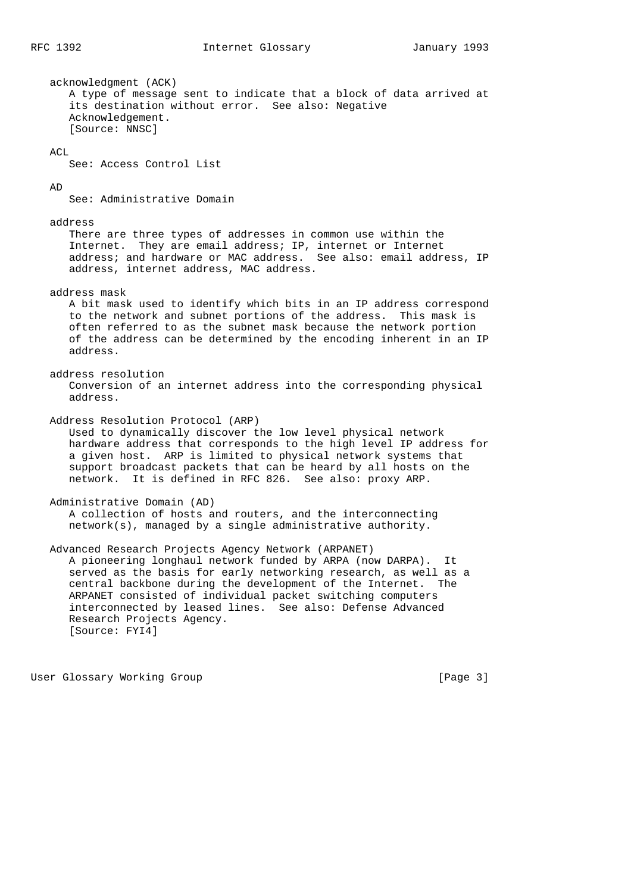acknowledgment (ACK)
A type of message sent to indicate that a block of data arrived at its destination without error. See also: Negative Acknowledgement.
[Source: NNSC]

ACL
See: Access Control List

AD
See: Administrative Domain

address
There are three types of addresses in common use within the Internet. They are email address; IP, internet or Internet address; and hardware or MAC address. See also: email address, IP address, internet address, MAC address.

address mask
A bit mask used to identify which bits in an IP address correspond to the network and subnet portions of the address. This mask is often referred to as the subnet mask because the network portion of the address can be determined by the encoding inherent in an IP address.

address resolution
Conversion of an internet address into the corresponding physical address.

Address Resolution Protocol (ARP)
Used to dynamically discover the low level physical network hardware address that corresponds to the high level IP address for a given host. ARP is limited to physical network systems that support broadcast packets that can be heard by all hosts on the network. It is defined in RFC 826. See also: proxy ARP.

Administrative Domain (AD)
A collection of hosts and routers, and the interconnecting network(s), managed by a single administrative authority.

Advanced Research Projects Agency Network (ARPANET)
A pioneering longhaul network funded by ARPA (now DARPA). It served as the basis for early networking research, as well as a central backbone during the development of the Internet. The ARPANET consisted of individual packet switching computers interconnected by leased lines. See also: Defense Advanced Research Projects Agency.
[Source: FYI4]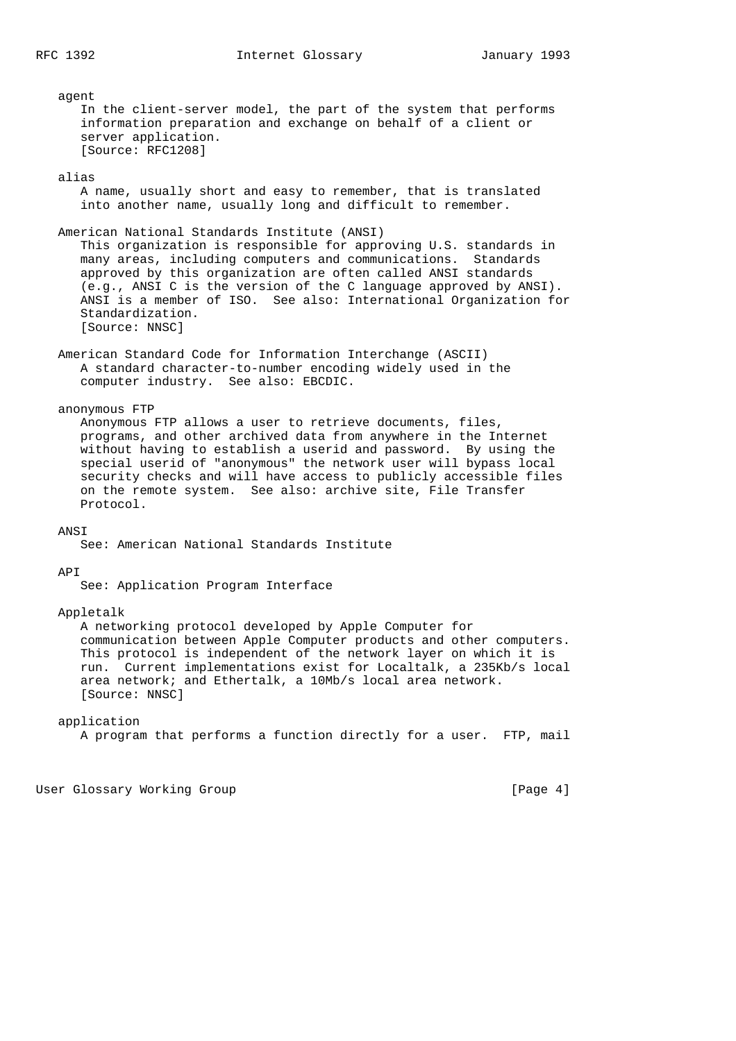agent

In the client-server model, the part of the system that performs information preparation and exchange on behalf of a client or server application.
[Source: RFC1208]

alias

A name, usually short and easy to remember, that is translated into another name, usually long and difficult to remember.

American National Standards Institute (ANSI)

This organization is responsible for approving U.S. standards in many areas, including computers and communications. Standards approved by this organization are often called ANSI standards (e.g., ANSI C is the version of the C language approved by ANSI). ANSI is a member of ISO. See also: International Organization for Standardization.
[Source: NNSC]

American Standard Code for Information Interchange (ASCII)

A standard character-to-number encoding widely used in the computer industry. See also: EBCDIC.

anonymous FTP

Anonymous FTP allows a user to retrieve documents, files, programs, and other archived data from anywhere in the Internet without having to establish a userid and password. By using the special userid of "anonymous" the network user will bypass local security checks and will have access to publicly accessible files on the remote system. See also: archive site, File Transfer Protocol.

ANSI

See: American National Standards Institute

API

See: Application Program Interface

Appletalk

A networking protocol developed by Apple Computer for communication between Apple Computer products and other computers. This protocol is independent of the network layer on which it is run. Current implementations exist for Localtalk, a 235Kb/s local area network; and Ethertalk, a 10Mb/s local area network.
[Source: NNSC]

application

A program that performs a function directly for a user. FTP, mail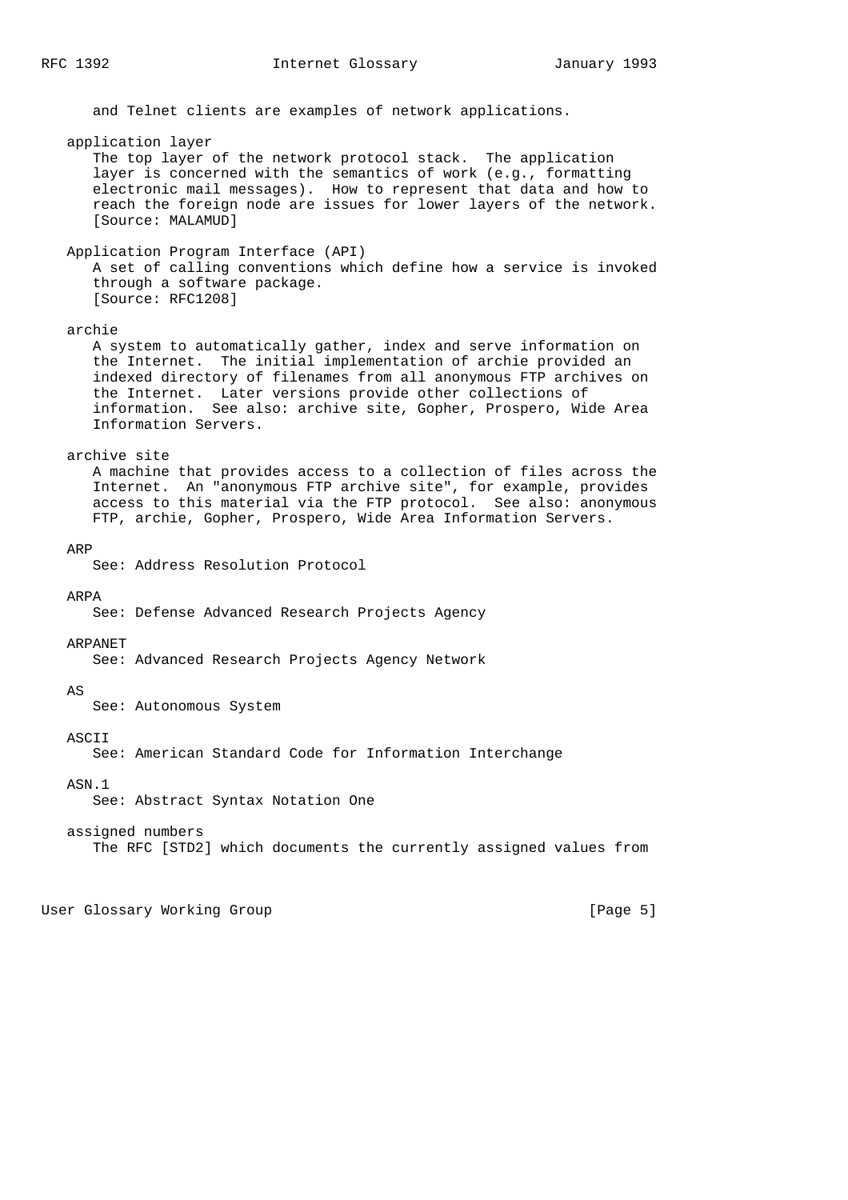and Telnet clients are examples of network applications.

**application layer**
The top layer of the network protocol stack. The application layer is concerned with the semantics of work (e.g., formatting electronic mail messages). How to represent that data and how to reach the foreign node are issues for lower layers of the network.
[Source: MALAMUD]

**Application Program Interface (API)**
A set of calling conventions which define how a service is invoked through a software package.
[Source: RFC1208]

**archie**
A system to automatically gather, index and serve information on the Internet. The initial implementation of archie provided an indexed directory of filenames from all anonymous FTP archives on the Internet. Later versions provide other collections of information. See also: archive site, Gopher, Prospero, Wide Area Information Servers.

**archive site**
A machine that provides access to a collection of files across the Internet. An "anonymous FTP archive site", for example, provides access to this material via the FTP protocol. See also: anonymous FTP, archie, Gopher, Prospero, Wide Area Information Servers.

**ARP**
See: Address Resolution Protocol

**ARPA**
See: Defense Advanced Research Projects Agency

**ARPANET**
See: Advanced Research Projects Agency Network

**AS**
See: Autonomous System

**ASCII**
See: American Standard Code for Information Interchange

**ASN.1**
See: Abstract Syntax Notation One

**assigned numbers**
The RFC [STD2] which documents the currently assigned values from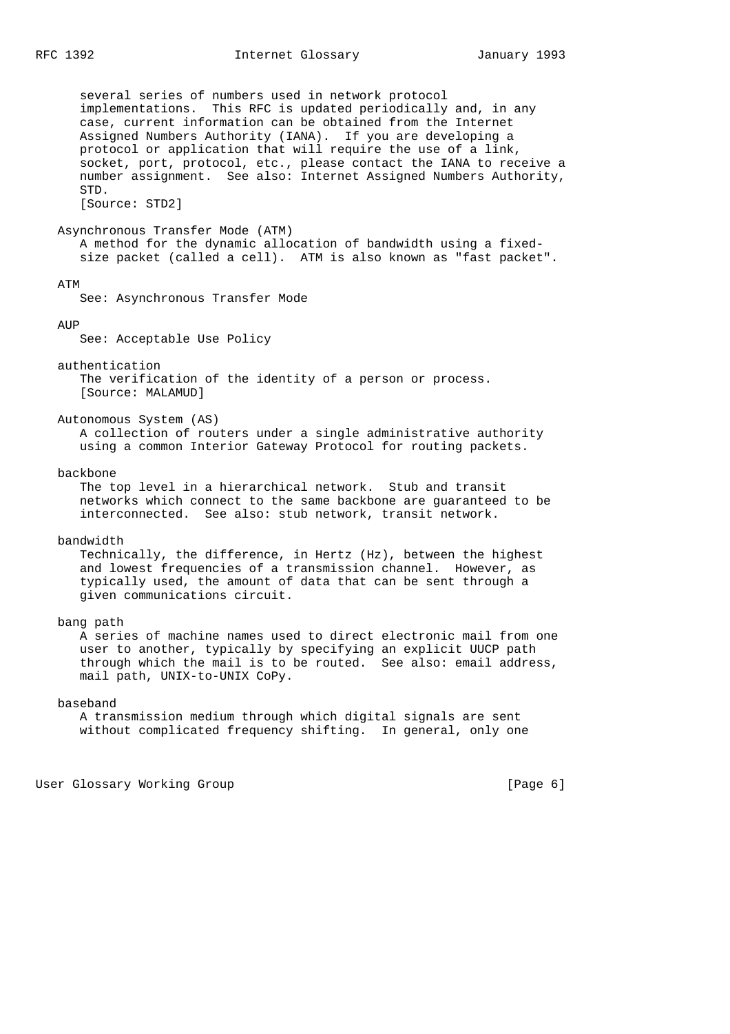several series of numbers used in network protocol implementations. This RFC is updated periodically and, in any case, current information can be obtained from the Internet Assigned Numbers Authority (IANA). If you are developing a protocol or application that will require the use of a link, socket, port, protocol, etc., please contact the IANA to receive a number assignment. See also: Internet Assigned Numbers Authority, STD.
[Source: STD2]

**Asynchronous Transfer Mode (ATM)**
A method for the dynamic allocation of bandwidth using a fixed-size packet (called a cell). ATM is also known as "fast packet".

**ATM**
See: Asynchronous Transfer Mode

**AUP**
See: Acceptable Use Policy

**authentication**
The verification of the identity of a person or process.
[Source: MALAMUD]

**Autonomous System (AS)**
A collection of routers under a single administrative authority using a common Interior Gateway Protocol for routing packets.

**backbone**
The top level in a hierarchical network. Stub and transit networks which connect to the same backbone are guaranteed to be interconnected. See also: stub network, transit network.

**bandwidth**
Technically, the difference, in Hertz (Hz), between the highest and lowest frequencies of a transmission channel. However, as typically used, the amount of data that can be sent through a given communications circuit.

**bang path**
A series of machine names used to direct electronic mail from one user to another, typically by specifying an explicit UUCP path through which the mail is to be routed. See also: email address, mail path, UNIX-to-UNIX CoPy.

**baseband**
A transmission medium through which digital signals are sent without complicated frequency shifting. In general, only one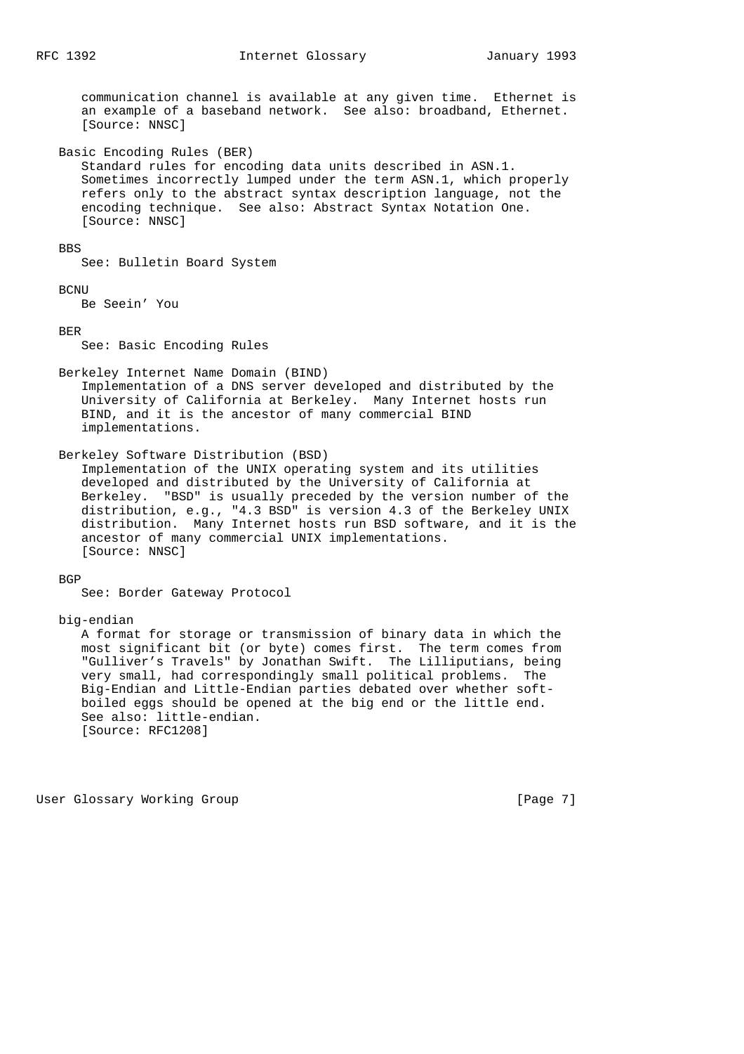communication channel is available at any given time. Ethernet is an example of a baseband network. See also: broadband, Ethernet. [Source: NNSC]

**Basic Encoding Rules (BER)**

Standard rules for encoding data units described in ASN.1. Sometimes incorrectly lumped under the term ASN.1, which properly refers only to the abstract syntax description language, not the encoding technique. See also: Abstract Syntax Notation One. [Source: NNSC]

**BBS**

See: Bulletin Board System

**BCNU**

Be Seein' You

**BER**

See: Basic Encoding Rules

**Berkeley Internet Name Domain (BIND)**

Implementation of a DNS server developed and distributed by the University of California at Berkeley. Many Internet hosts run BIND, and it is the ancestor of many commercial BIND implementations.

**Berkeley Software Distribution (BSD)**

Implementation of the UNIX operating system and its utilities developed and distributed by the University of California at Berkeley. "BSD" is usually preceded by the version number of the distribution, e.g., "4.3 BSD" is version 4.3 of the Berkeley UNIX distribution. Many Internet hosts run BSD software, and it is the ancestor of many commercial UNIX implementations. [Source: NNSC]

**BGP**

See: Border Gateway Protocol

**big-endian**

A format for storage or transmission of binary data in which the most significant bit (or byte) comes first. The term comes from "Gulliver's Travels" by Jonathan Swift. The Lilliputians, being very small, had correspondingly small political problems. The Big-Endian and Little-Endian parties debated over whether soft-boiled eggs should be opened at the big end or the little end. See also: little-endian. [Source: RFC1208]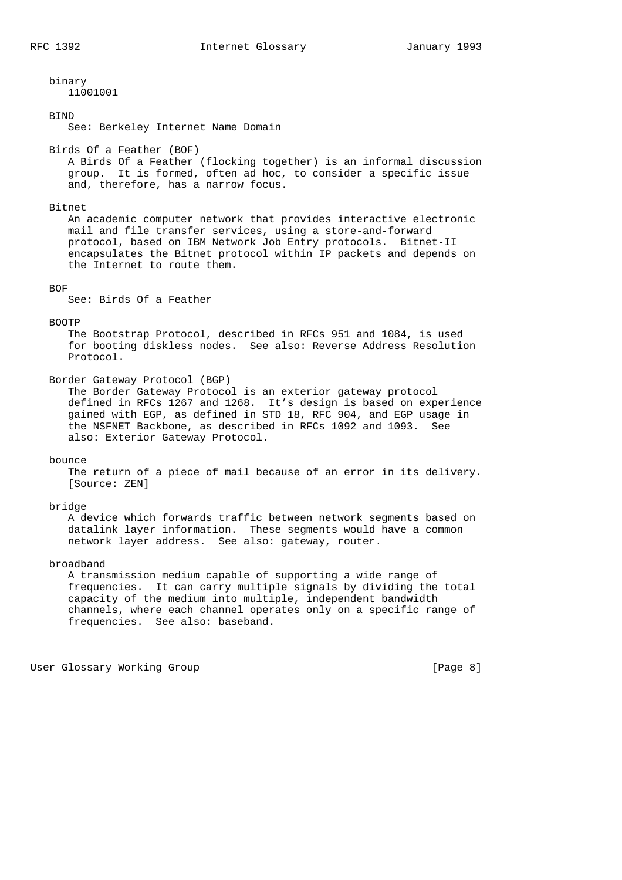binary
   11001001

BIND
   See: Berkeley Internet Name Domain

Birds Of a Feather (BOF)
   A Birds Of a Feather (flocking together) is an informal discussion group. It is formed, often ad hoc, to consider a specific issue and, therefore, has a narrow focus.

Bitnet
   An academic computer network that provides interactive electronic mail and file transfer services, using a store-and-forward protocol, based on IBM Network Job Entry protocols. Bitnet-II encapsulates the Bitnet protocol within IP packets and depends on the Internet to route them.

BOF
   See: Birds Of a Feather

BOOTP
   The Bootstrap Protocol, described in RFCs 951 and 1084, is used for booting diskless nodes. See also: Reverse Address Resolution Protocol.

Border Gateway Protocol (BGP)
   The Border Gateway Protocol is an exterior gateway protocol defined in RFCs 1267 and 1268. It's design is based on experience gained with EGP, as defined in STD 18, RFC 904, and EGP usage in the NSFNET Backbone, as described in RFCs 1092 and 1093. See also: Exterior Gateway Protocol.

bounce
   The return of a piece of mail because of an error in its delivery. [Source: ZEN]

bridge
   A device which forwards traffic between network segments based on datalink layer information. These segments would have a common network layer address. See also: gateway, router.

broadband
   A transmission medium capable of supporting a wide range of frequencies. It can carry multiple signals by dividing the total capacity of the medium into multiple, independent bandwidth channels, where each channel operates only on a specific range of frequencies. See also: baseband.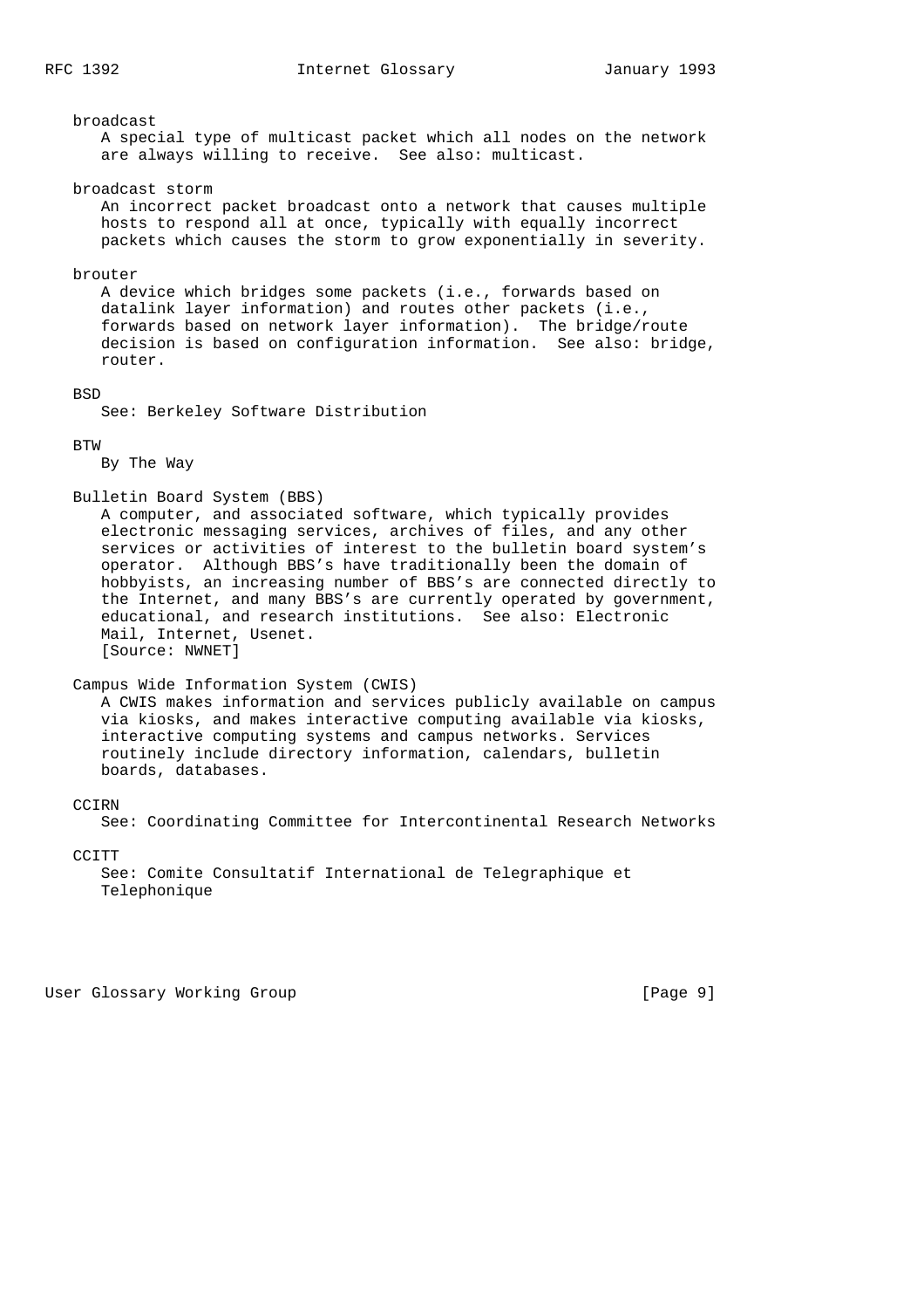broadcast

A special type of multicast packet which all nodes on the network are always willing to receive. See also: multicast.

broadcast storm

An incorrect packet broadcast onto a network that causes multiple hosts to respond all at once, typically with equally incorrect packets which causes the storm to grow exponentially in severity.

brouter

A device which bridges some packets (i.e., forwards based on datalink layer information) and routes other packets (i.e., forwards based on network layer information). The bridge/route decision is based on configuration information. See also: bridge, router.

BSD

See: Berkeley Software Distribution

BTW

By The Way

Bulletin Board System (BBS)

A computer, and associated software, which typically provides electronic messaging services, archives of files, and any other services or activities of interest to the bulletin board system's operator. Although BBS's have traditionally been the domain of hobbyists, an increasing number of BBS's are connected directly to the Internet, and many BBS's are currently operated by government, educational, and research institutions. See also: Electronic Mail, Internet, Usenet.
[Source: NWNET]

Campus Wide Information System (CWIS)

A CWIS makes information and services publicly available on campus via kiosks, and makes interactive computing available via kiosks, interactive computing systems and campus networks. Services routinely include directory information, calendars, bulletin boards, databases.

CCIRN

See: Coordinating Committee for Intercontinental Research Networks

CCITT

See: Comite Consultatif International de Telegraphique et Telephonique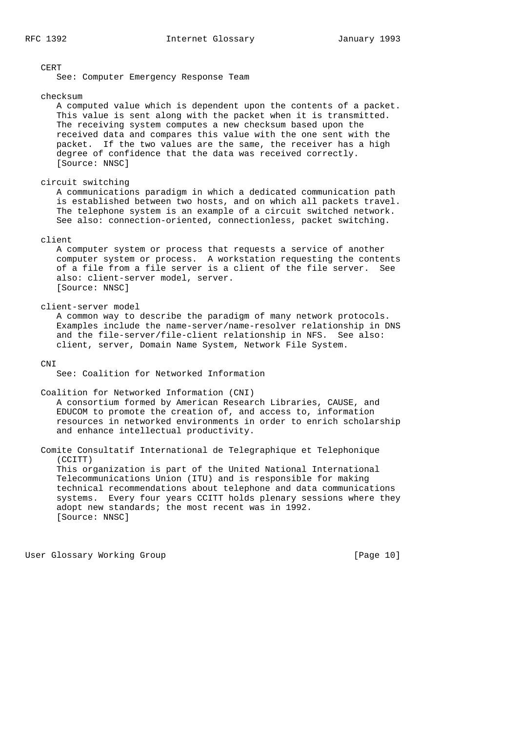CERT

See: Computer Emergency Response Team

checksum

A computed value which is dependent upon the contents of a packet. This value is sent along with the packet when it is transmitted. The receiving system computes a new checksum based upon the received data and compares this value with the one sent with the packet. If the two values are the same, the receiver has a high degree of confidence that the data was received correctly. [Source: NNSC]

circuit switching

A communications paradigm in which a dedicated communication path is established between two hosts, and on which all packets travel. The telephone system is an example of a circuit switched network. See also: connection-oriented, connectionless, packet switching.

client

A computer system or process that requests a service of another computer system or process. A workstation requesting the contents of a file from a file server is a client of the file server. See also: client-server model, server. [Source: NNSC]

client-server model

A common way to describe the paradigm of many network protocols. Examples include the name-server/name-resolver relationship in DNS and the file-server/file-client relationship in NFS. See also: client, server, Domain Name System, Network File System.

CNI

See: Coalition for Networked Information

Coalition for Networked Information (CNI)

A consortium formed by American Research Libraries, CAUSE, and EDUCOM to promote the creation of, and access to, information resources in networked environments in order to enrich scholarship and enhance intellectual productivity.

Comite Consultatif International de Telegraphique et Telephonique (CCITT)

This organization is part of the United National International Telecommunications Union (ITU) and is responsible for making technical recommendations about telephone and data communications systems. Every four years CCITT holds plenary sessions where they adopt new standards; the most recent was in 1992. [Source: NNSC]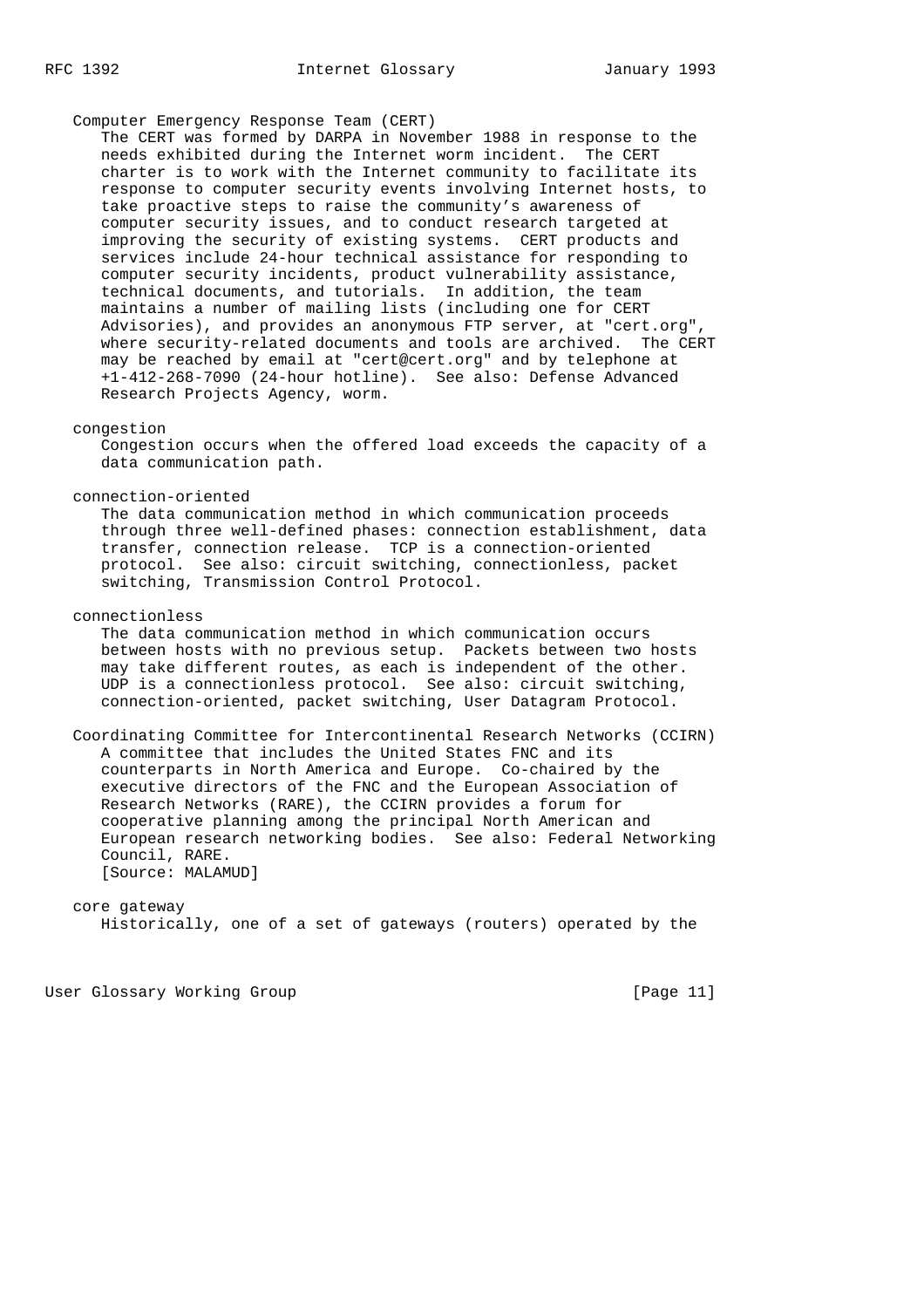Computer Emergency Response Team (CERT)

The CERT was formed by DARPA in November 1988 in response to the needs exhibited during the Internet worm incident. The CERT charter is to work with the Internet community to facilitate its response to computer security events involving Internet hosts, to take proactive steps to raise the community's awareness of computer security issues, and to conduct research targeted at improving the security of existing systems. CERT products and services include 24-hour technical assistance for responding to computer security incidents, product vulnerability assistance, technical documents, and tutorials. In addition, the team maintains a number of mailing lists (including one for CERT Advisories), and provides an anonymous FTP server, at "cert.org", where security-related documents and tools are archived. The CERT may be reached by email at "cert@cert.org" and by telephone at +1-412-268-7090 (24-hour hotline). See also: Defense Advanced Research Projects Agency, worm.

congestion

Congestion occurs when the offered load exceeds the capacity of a data communication path.

connection-oriented

The data communication method in which communication proceeds through three well-defined phases: connection establishment, data transfer, connection release. TCP is a connection-oriented protocol. See also: circuit switching, connectionless, packet switching, Transmission Control Protocol.

connectionless

The data communication method in which communication occurs between hosts with no previous setup. Packets between two hosts may take different routes, as each is independent of the other. UDP is a connectionless protocol. See also: circuit switching, connection-oriented, packet switching, User Datagram Protocol.

Coordinating Committee for Intercontinental Research Networks (CCIRN)

A committee that includes the United States FNC and its counterparts in North America and Europe. Co-chaired by the executive directors of the FNC and the European Association of Research Networks (RARE), the CCIRN provides a forum for cooperative planning among the principal North American and European research networking bodies. See also: Federal Networking Council, RARE.
[Source: MALAMUD]

core gateway

Historically, one of a set of gateways (routers) operated by the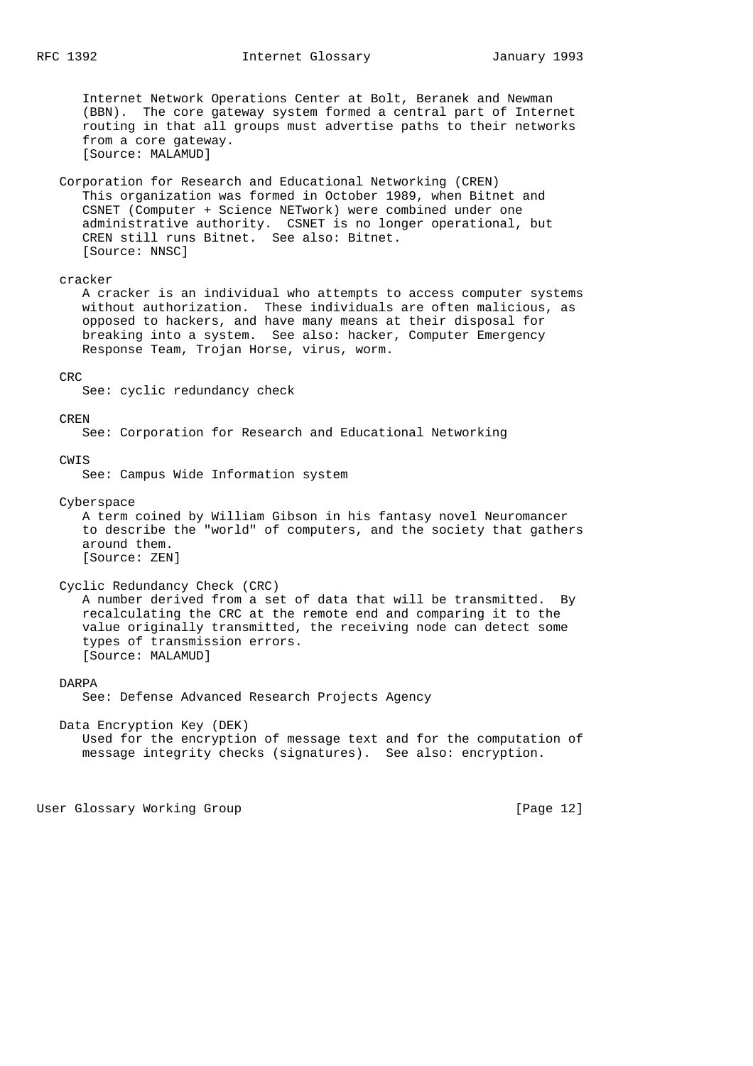Internet Network Operations Center at Bolt, Beranek and Newman (BBN). The core gateway system formed a central part of Internet routing in that all groups must advertise paths to their networks from a core gateway.
[Source: MALAMUD]

**Corporation for Research and Educational Networking (CREN)**
This organization was formed in October 1989, when Bitnet and CSNET (Computer + Science NETwork) were combined under one administrative authority. CSNET is no longer operational, but CREN still runs Bitnet. See also: Bitnet.
[Source: NNSC]

**cracker**
A cracker is an individual who attempts to access computer systems without authorization. These individuals are often malicious, as opposed to hackers, and have many means at their disposal for breaking into a system. See also: hacker, Computer Emergency Response Team, Trojan Horse, virus, worm.

**CRC**
See: cyclic redundancy check

**CREN**
See: Corporation for Research and Educational Networking

**CWIS**
See: Campus Wide Information system

**Cyberspace**
A term coined by William Gibson in his fantasy novel Neuromancer to describe the "world" of computers, and the society that gathers around them.
[Source: ZEN]

**Cyclic Redundancy Check (CRC)**
A number derived from a set of data that will be transmitted. By recalculating the CRC at the remote end and comparing it to the value originally transmitted, the receiving node can detect some types of transmission errors.
[Source: MALAMUD]

**DARPA**
See: Defense Advanced Research Projects Agency

**Data Encryption Key (DEK)**
Used for the encryption of message text and for the computation of message integrity checks (signatures). See also: encryption.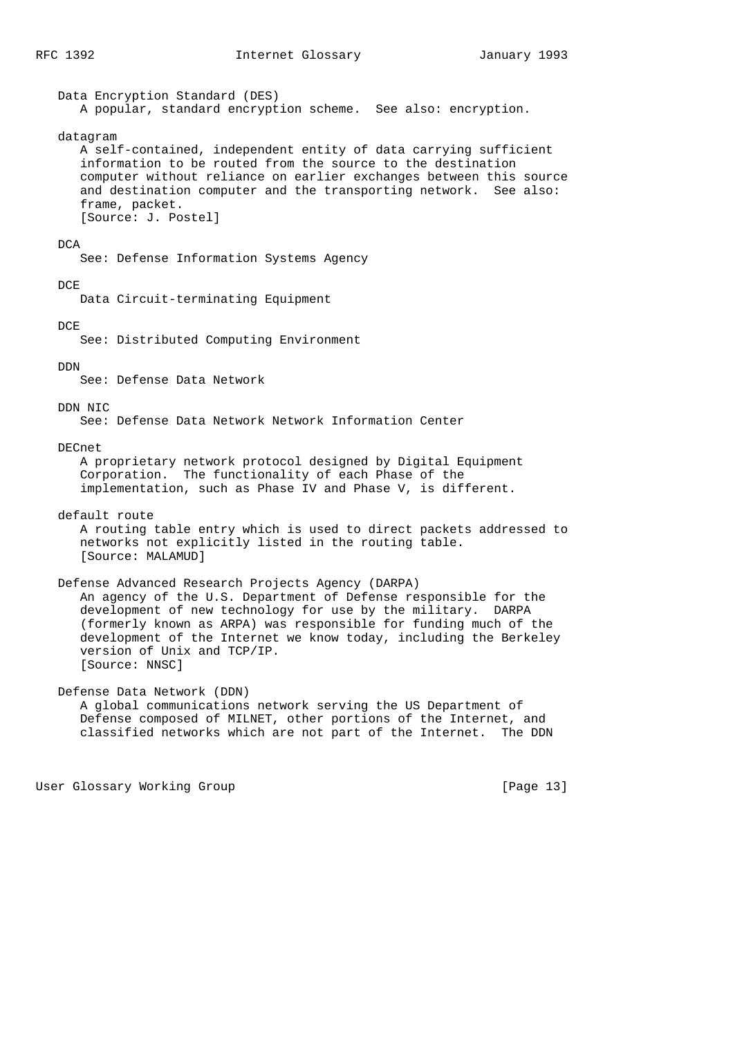Data Encryption Standard (DES)
A popular, standard encryption scheme. See also: encryption.

datagram
A self-contained, independent entity of data carrying sufficient information to be routed from the source to the destination computer without reliance on earlier exchanges between this source and destination computer and the transporting network. See also: frame, packet.
[Source: J. Postel]

DCA
See: Defense Information Systems Agency

DCE
Data Circuit-terminating Equipment

DCE
See: Distributed Computing Environment

DDN
See: Defense Data Network

DDN NIC
See: Defense Data Network Network Information Center

DECnet
A proprietary network protocol designed by Digital Equipment Corporation. The functionality of each Phase of the implementation, such as Phase IV and Phase V, is different.

default route
A routing table entry which is used to direct packets addressed to networks not explicitly listed in the routing table.
[Source: MALAMUD]

Defense Advanced Research Projects Agency (DARPA)
An agency of the U.S. Department of Defense responsible for the development of new technology for use by the military. DARPA (formerly known as ARPA) was responsible for funding much of the development of the Internet we know today, including the Berkeley version of Unix and TCP/IP.
[Source: NNSC]

Defense Data Network (DDN)
A global communications network serving the US Department of Defense composed of MILNET, other portions of the Internet, and classified networks which are not part of the Internet. The DDN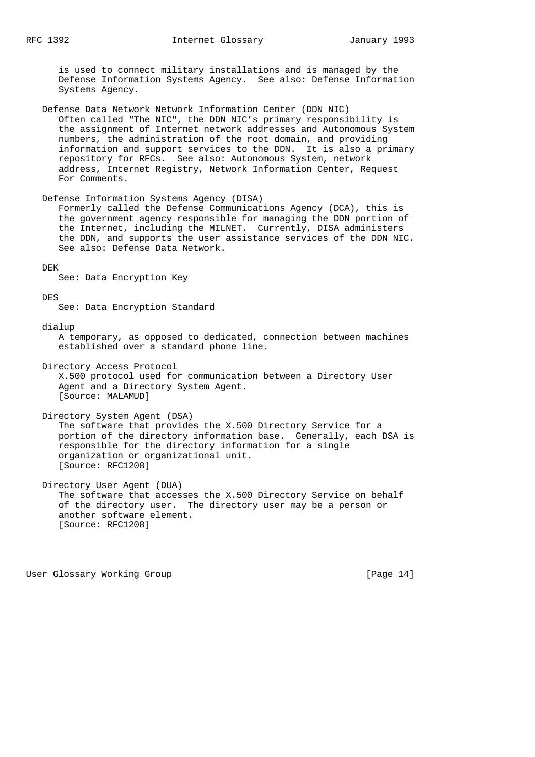is used to connect military installations and is managed by the Defense Information Systems Agency. See also: Defense Information Systems Agency.

**Defense Data Network Network Information Center (DDN NIC)**

Often called "The NIC", the DDN NIC's primary responsibility is the assignment of Internet network addresses and Autonomous System numbers, the administration of the root domain, and providing information and support services to the DDN. It is also a primary repository for RFCs. See also: Autonomous System, network address, Internet Registry, Network Information Center, Request For Comments.

**Defense Information Systems Agency (DISA)**

Formerly called the Defense Communications Agency (DCA), this is the government agency responsible for managing the DDN portion of the Internet, including the MILNET. Currently, DISA administers the DDN, and supports the user assistance services of the DDN NIC. See also: Defense Data Network.

**DEK**

See: Data Encryption Key

**DES**

See: Data Encryption Standard

**dialup**

A temporary, as opposed to dedicated, connection between machines established over a standard phone line.

**Directory Access Protocol**

X.500 protocol used for communication between a Directory User Agent and a Directory System Agent.
[Source: MALAMUD]

**Directory System Agent (DSA)**

The software that provides the X.500 Directory Service for a portion of the directory information base. Generally, each DSA is responsible for the directory information for a single organization or organizational unit.
[Source: RFC1208]

**Directory User Agent (DUA)**

The software that accesses the X.500 Directory Service on behalf of the directory user. The directory user may be a person or another software element.
[Source: RFC1208]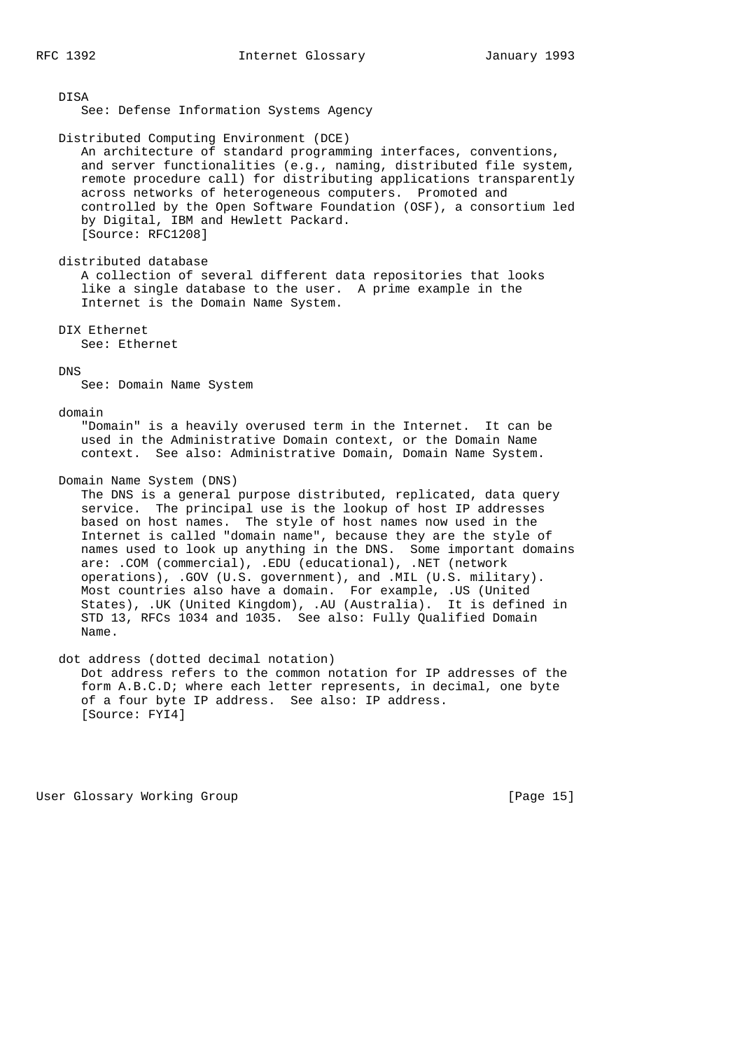**DISA**

See: Defense Information Systems Agency

**Distributed Computing Environment (DCE)**

An architecture of standard programming interfaces, conventions, and server functionalities (e.g., naming, distributed file system, remote procedure call) for distributing applications transparently across networks of heterogeneous computers. Promoted and controlled by the Open Software Foundation (OSF), a consortium led by Digital, IBM and Hewlett Packard.
[Source: RFC1208]

**distributed database**

A collection of several different data repositories that looks like a single database to the user. A prime example in the Internet is the Domain Name System.

**DIX Ethernet**

See: Ethernet

**DNS**

See: Domain Name System

**domain**

"Domain" is a heavily overused term in the Internet. It can be used in the Administrative Domain context, or the Domain Name context. See also: Administrative Domain, Domain Name System.

**Domain Name System (DNS)**

The DNS is a general purpose distributed, replicated, data query service. The principal use is the lookup of host IP addresses based on host names. The style of host names now used in the Internet is called "domain name", because they are the style of names used to look up anything in the DNS. Some important domains are: .COM (commercial), .EDU (educational), .NET (network operations), .GOV (U.S. government), and .MIL (U.S. military). Most countries also have a domain. For example, .US (United States), .UK (United Kingdom), .AU (Australia). It is defined in STD 13, RFCs 1034 and 1035. See also: Fully Qualified Domain Name.

**dot address (dotted decimal notation)**

Dot address refers to the common notation for IP addresses of the form A.B.C.D; where each letter represents, in decimal, one byte of a four byte IP address. See also: IP address.
[Source: FYI4]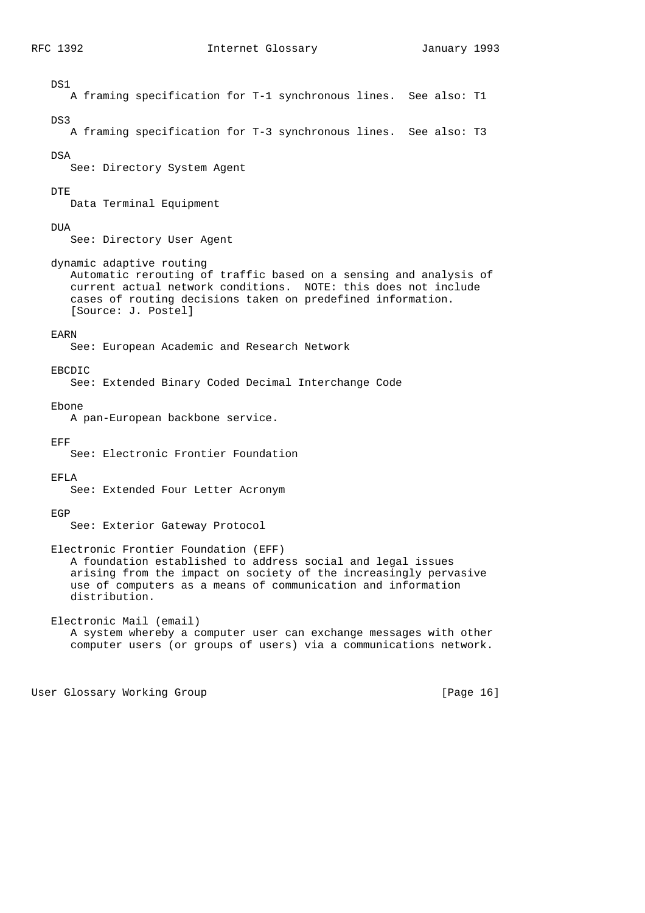DS1
A framing specification for T-1 synchronous lines. See also: T1

DS3
A framing specification for T-3 synchronous lines. See also: T3

DSA
See: Directory System Agent

DTE
Data Terminal Equipment

DUA
See: Directory User Agent

dynamic adaptive routing
Automatic rerouting of traffic based on a sensing and analysis of current actual network conditions. NOTE: this does not include cases of routing decisions taken on predefined information. [Source: J. Postel]

EARN
See: European Academic and Research Network

EBCDIC
See: Extended Binary Coded Decimal Interchange Code

Ebone
A pan-European backbone service.

EFF
See: Electronic Frontier Foundation

EFLA
See: Extended Four Letter Acronym

EGP
See: Exterior Gateway Protocol

Electronic Frontier Foundation (EFF)
A foundation established to address social and legal issues arising from the impact on society of the increasingly pervasive use of computers as a means of communication and information distribution.

Electronic Mail (email)
A system whereby a computer user can exchange messages with other computer users (or groups of users) via a communications network.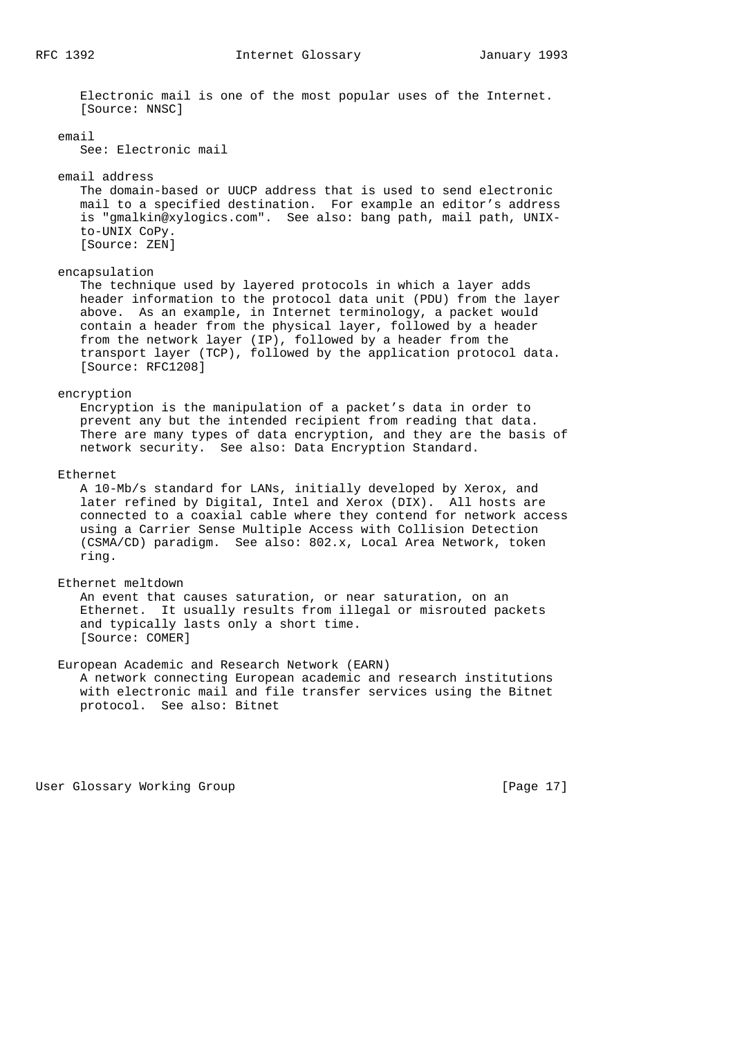Electronic mail is one of the most popular uses of the Internet.
[Source: NNSC]

email
See: Electronic mail

email address
The domain-based or UUCP address that is used to send electronic mail to a specified destination. For example an editor's address is "gmalkin@xylogics.com". See also: bang path, mail path, UNIX-to-UNIX CoPy.
[Source: ZEN]

encapsulation
The technique used by layered protocols in which a layer adds header information to the protocol data unit (PDU) from the layer above. As an example, in Internet terminology, a packet would contain a header from the physical layer, followed by a header from the network layer (IP), followed by a header from the transport layer (TCP), followed by the application protocol data.
[Source: RFC1208]

encryption
Encryption is the manipulation of a packet's data in order to prevent any but the intended recipient from reading that data. There are many types of data encryption, and they are the basis of network security. See also: Data Encryption Standard.

Ethernet
A 10-Mb/s standard for LANs, initially developed by Xerox, and later refined by Digital, Intel and Xerox (DIX). All hosts are connected to a coaxial cable where they contend for network access using a Carrier Sense Multiple Access with Collision Detection (CSMA/CD) paradigm. See also: 802.x, Local Area Network, token ring.

Ethernet meltdown
An event that causes saturation, or near saturation, on an Ethernet. It usually results from illegal or misrouted packets and typically lasts only a short time.
[Source: COMER]

European Academic and Research Network (EARN)
A network connecting European academic and research institutions with electronic mail and file transfer services using the Bitnet protocol. See also: Bitnet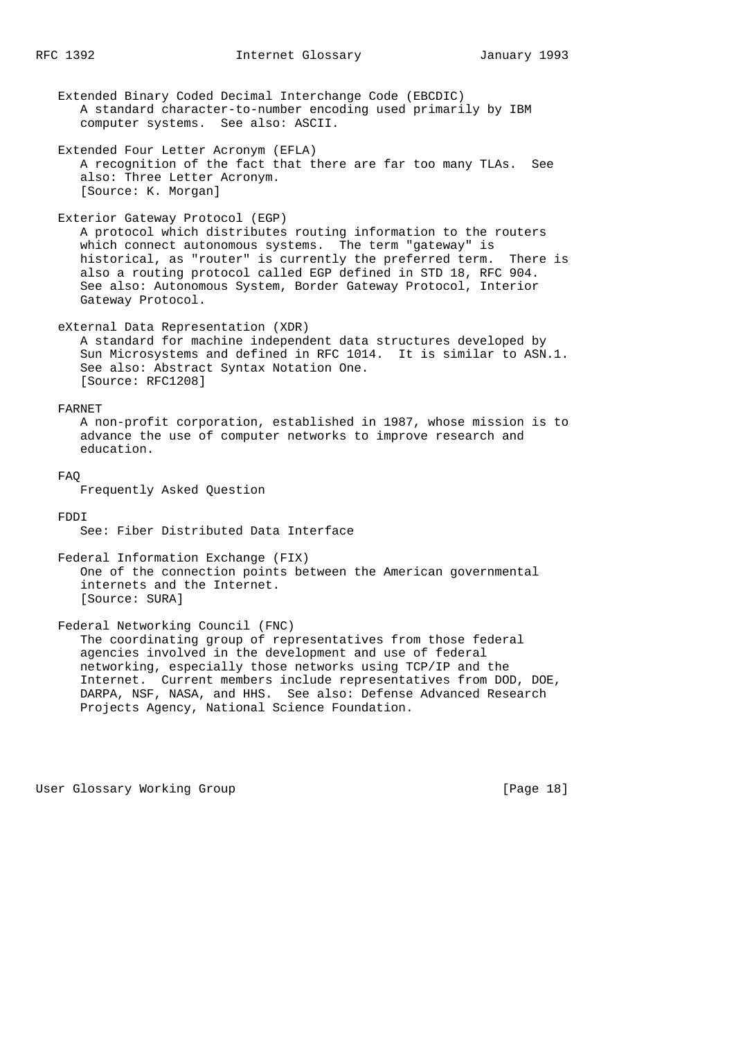Extended Binary Coded Decimal Interchange Code (EBCDIC)
A standard character-to-number encoding used primarily by IBM computer systems. See also: ASCII.

Extended Four Letter Acronym (EFLA)
A recognition of the fact that there are far too many TLAs. See also: Three Letter Acronym.
[Source: K. Morgan]

Exterior Gateway Protocol (EGP)
A protocol which distributes routing information to the routers which connect autonomous systems. The term "gateway" is historical, as "router" is currently the preferred term. There is also a routing protocol called EGP defined in STD 18, RFC 904. See also: Autonomous System, Border Gateway Protocol, Interior Gateway Protocol.

eXternal Data Representation (XDR)
A standard for machine independent data structures developed by Sun Microsystems and defined in RFC 1014. It is similar to ASN.1. See also: Abstract Syntax Notation One.
[Source: RFC1208]

FARNET
A non-profit corporation, established in 1987, whose mission is to advance the use of computer networks to improve research and education.

FAQ
Frequently Asked Question

FDDI
See: Fiber Distributed Data Interface

Federal Information Exchange (FIX)
One of the connection points between the American governmental internets and the Internet.
[Source: SURA]

Federal Networking Council (FNC)
The coordinating group of representatives from those federal agencies involved in the development and use of federal networking, especially those networks using TCP/IP and the Internet. Current members include representatives from DOD, DOE, DARPA, NSF, NASA, and HHS. See also: Defense Advanced Research Projects Agency, National Science Foundation.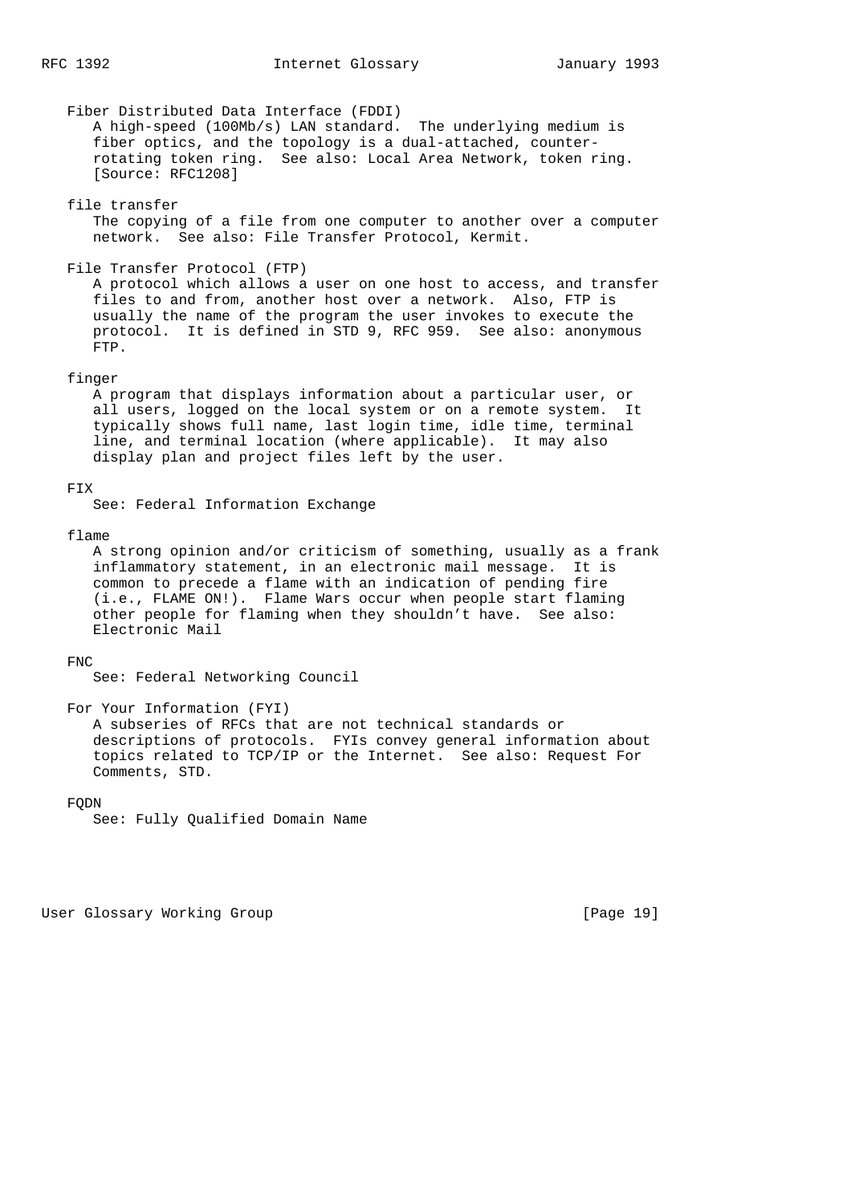**Fiber Distributed Data Interface (FDDI)**

A high-speed (100Mb/s) LAN standard. The underlying medium is fiber optics, and the topology is a dual-attached, counter-rotating token ring. See also: Local Area Network, token ring. [Source: RFC1208]

**file transfer**

The copying of a file from one computer to another over a computer network. See also: File Transfer Protocol, Kermit.

**File Transfer Protocol (FTP)**

A protocol which allows a user on one host to access, and transfer files to and from, another host over a network. Also, FTP is usually the name of the program the user invokes to execute the protocol. It is defined in STD 9, RFC 959. See also: anonymous FTP.

**finger**

A program that displays information about a particular user, or all users, logged on the local system or on a remote system. It typically shows full name, last login time, idle time, terminal line, and terminal location (where applicable). It may also display plan and project files left by the user.

**FIX**

See: Federal Information Exchange

**flame**

A strong opinion and/or criticism of something, usually as a frank inflammatory statement, in an electronic mail message. It is common to precede a flame with an indication of pending fire (i.e., FLAME ON!). Flame Wars occur when people start flaming other people for flaming when they shouldn't have. See also: Electronic Mail

**FNC**

See: Federal Networking Council

**For Your Information (FYI)**

A subseries of RFCs that are not technical standards or descriptions of protocols. FYIs convey general information about topics related to TCP/IP or the Internet. See also: Request For Comments, STD.

**FQDN**

See: Fully Qualified Domain Name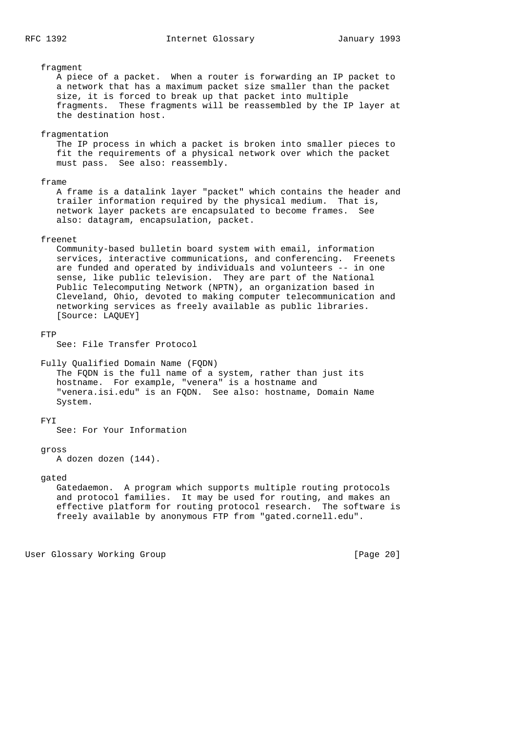**fragment**

A piece of a packet. When a router is forwarding an IP packet to a network that has a maximum packet size smaller than the packet size, it is forced to break up that packet into multiple fragments. These fragments will be reassembled by the IP layer at the destination host.

**fragmentation**

The IP process in which a packet is broken into smaller pieces to fit the requirements of a physical network over which the packet must pass. See also: reassembly.

**frame**

A frame is a datalink layer "packet" which contains the header and trailer information required by the physical medium. That is, network layer packets are encapsulated to become frames. See also: datagram, encapsulation, packet.

**freenet**

Community-based bulletin board system with email, information services, interactive communications, and conferencing. Freenets are funded and operated by individuals and volunteers -- in one sense, like public television. They are part of the National Public Telecomputing Network (NPTN), an organization based in Cleveland, Ohio, devoted to making computer telecommunication and networking services as freely available as public libraries. [Source: LAQUEY]

**FTP**

See: File Transfer Protocol

**Fully Qualified Domain Name (FQDN)**

The FQDN is the full name of a system, rather than just its hostname. For example, "venera" is a hostname and "venera.isi.edu" is an FQDN. See also: hostname, Domain Name System.

**FYI**

See: For Your Information

**gross**

A dozen dozen (144).

**gated**

Gatedaemon. A program which supports multiple routing protocols and protocol families. It may be used for routing, and makes an effective platform for routing protocol research. The software is freely available by anonymous FTP from "gated.cornell.edu".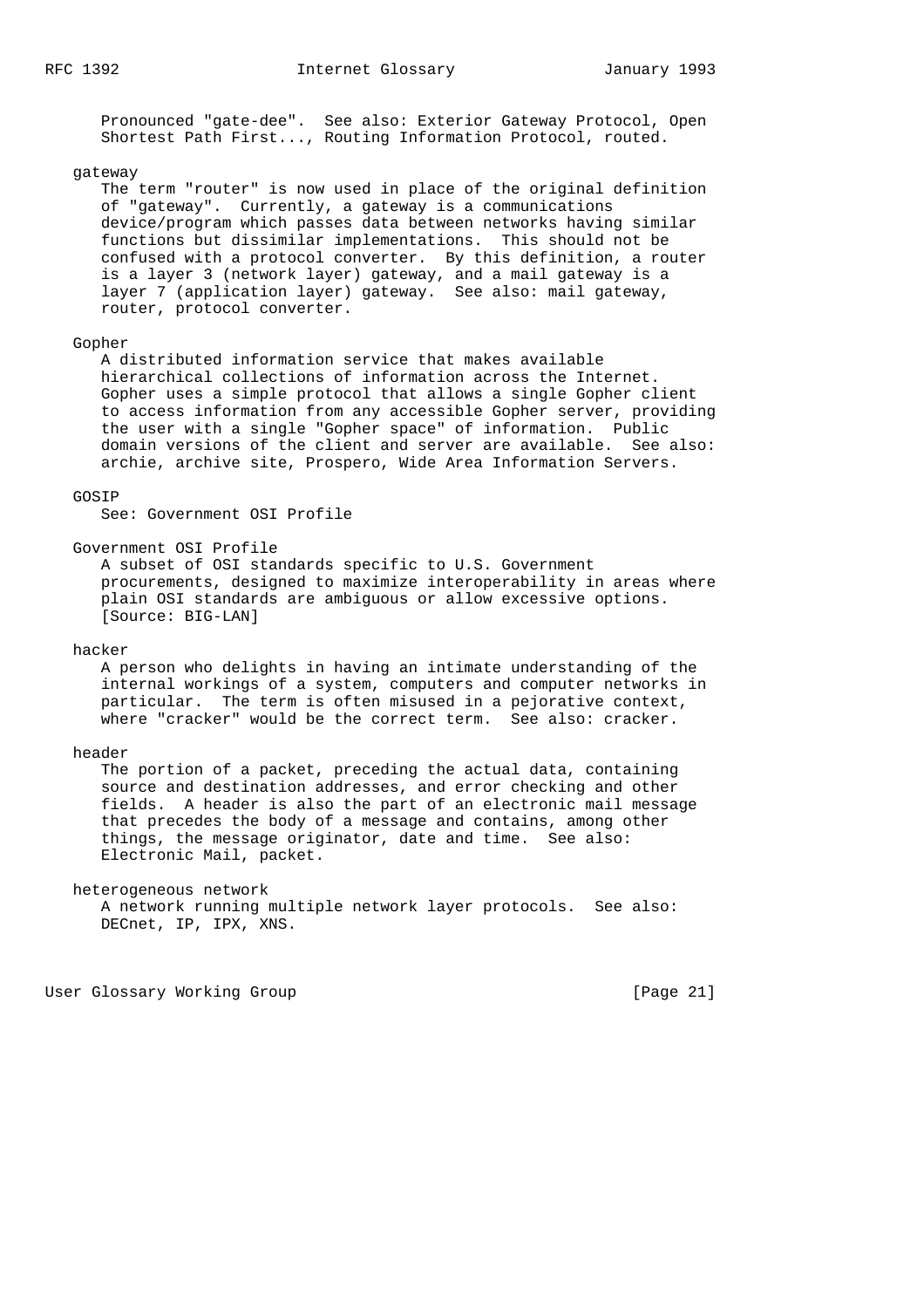Pronounced "gate-dee". See also: Exterior Gateway Protocol, Open Shortest Path First..., Routing Information Protocol, routed.

**gateway**

The term "router" is now used in place of the original definition of "gateway". Currently, a gateway is a communications device/program which passes data between networks having similar functions but dissimilar implementations. This should not be confused with a protocol converter. By this definition, a router is a layer 3 (network layer) gateway, and a mail gateway is a layer 7 (application layer) gateway. See also: mail gateway, router, protocol converter.

**Gopher**

A distributed information service that makes available hierarchical collections of information across the Internet. Gopher uses a simple protocol that allows a single Gopher client to access information from any accessible Gopher server, providing the user with a single "Gopher space" of information. Public domain versions of the client and server are available. See also: archie, archive site, Prospero, Wide Area Information Servers.

**GOSIP**

See: Government OSI Profile

**Government OSI Profile**

A subset of OSI standards specific to U.S. Government procurements, designed to maximize interoperability in areas where plain OSI standards are ambiguous or allow excessive options. [Source: BIG-LAN]

**hacker**

A person who delights in having an intimate understanding of the internal workings of a system, computers and computer networks in particular. The term is often misused in a pejorative context, where "cracker" would be the correct term. See also: cracker.

**header**

The portion of a packet, preceding the actual data, containing source and destination addresses, and error checking and other fields. A header is also the part of an electronic mail message that precedes the body of a message and contains, among other things, the message originator, date and time. See also: Electronic Mail, packet.

**heterogeneous network**

A network running multiple network layer protocols. See also: DECnet, IP, IPX, XNS.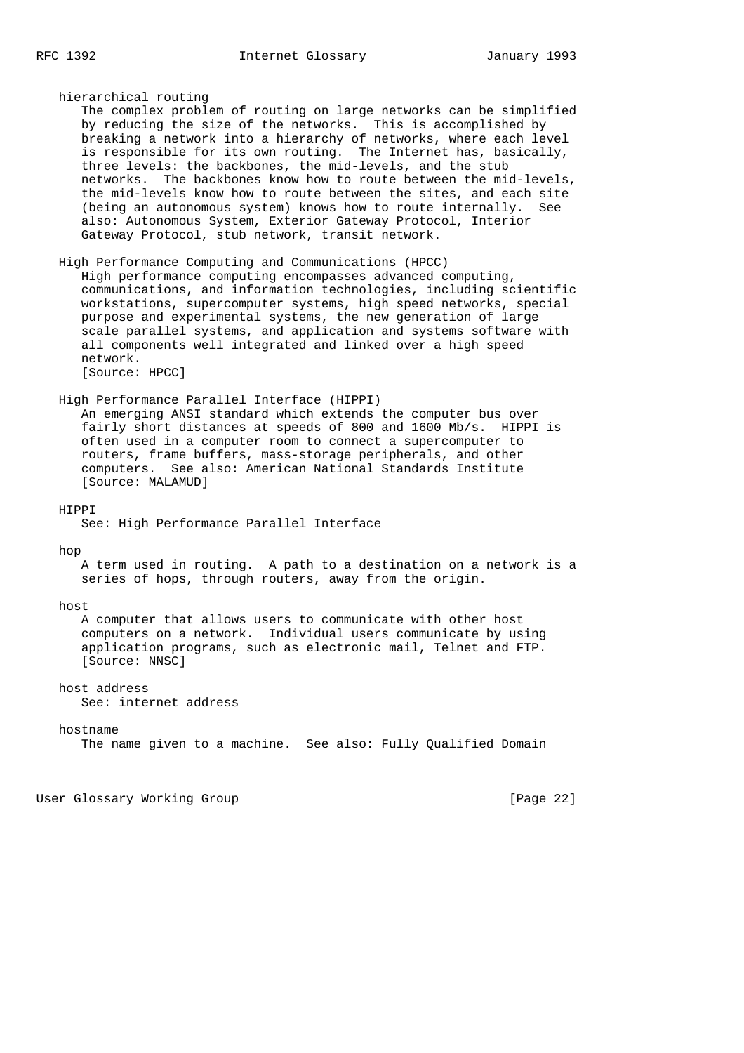hierarchical routing

The complex problem of routing on large networks can be simplified by reducing the size of the networks. This is accomplished by breaking a network into a hierarchy of networks, where each level is responsible for its own routing. The Internet has, basically, three levels: the backbones, the mid-levels, and the stub networks. The backbones know how to route between the mid-levels, the mid-levels know how to route between the sites, and each site (being an autonomous system) knows how to route internally. See also: Autonomous System, Exterior Gateway Protocol, Interior Gateway Protocol, stub network, transit network.

High Performance Computing and Communications (HPCC)

High performance computing encompasses advanced computing, communications, and information technologies, including scientific workstations, supercomputer systems, high speed networks, special purpose and experimental systems, the new generation of large scale parallel systems, and application and systems software with all components well integrated and linked over a high speed network.
[Source: HPCC]

High Performance Parallel Interface (HIPPI)

An emerging ANSI standard which extends the computer bus over fairly short distances at speeds of 800 and 1600 Mb/s. HIPPI is often used in a computer room to connect a supercomputer to routers, frame buffers, mass-storage peripherals, and other computers. See also: American National Standards Institute
[Source: MALAMUD]

HIPPI

See: High Performance Parallel Interface

hop

A term used in routing. A path to a destination on a network is a series of hops, through routers, away from the origin.

host

A computer that allows users to communicate with other host computers on a network. Individual users communicate by using application programs, such as electronic mail, Telnet and FTP.
[Source: NNSC]

host address

See: internet address

hostname

The name given to a machine. See also: Fully Qualified Domain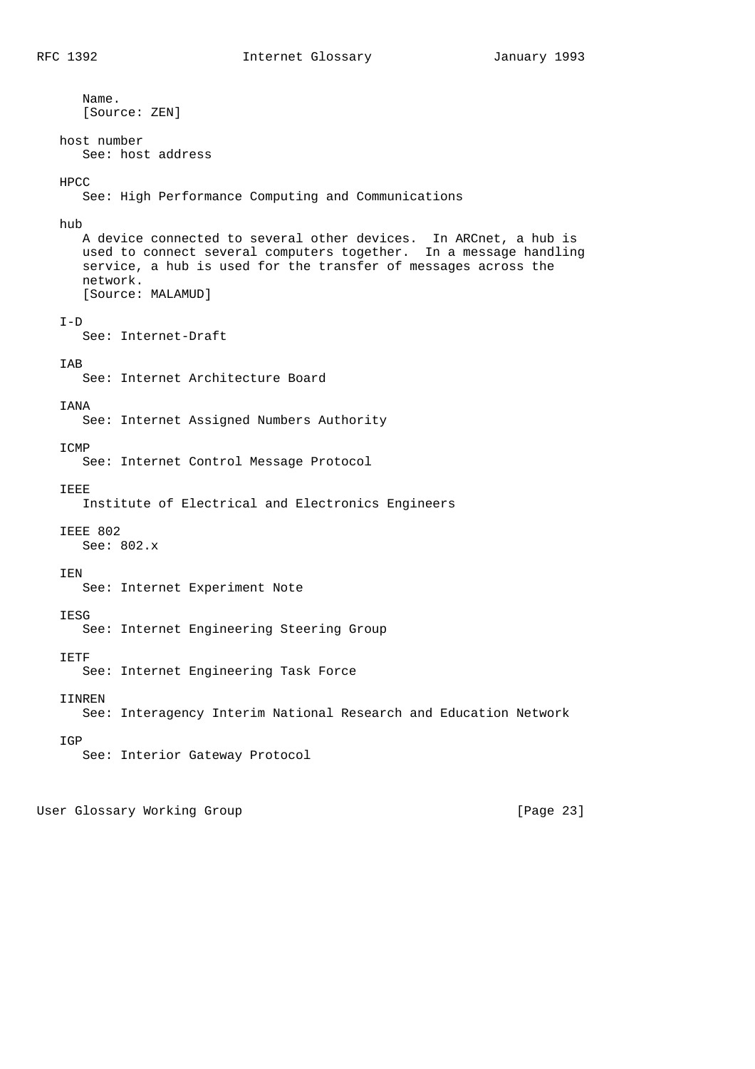Name.
[Source: ZEN]

host number
See: host address

HPCC
See: High Performance Computing and Communications

hub
A device connected to several other devices. In ARCnet, a hub is used to connect several computers together. In a message handling service, a hub is used for the transfer of messages across the network.
[Source: MALAMUD]

I-D
See: Internet-Draft

IAB
See: Internet Architecture Board

IANA
See: Internet Assigned Numbers Authority

ICMP
See: Internet Control Message Protocol

IEEE
Institute of Electrical and Electronics Engineers

IEEE 802
See: 802.x

IEN
See: Internet Experiment Note

IESG
See: Internet Engineering Steering Group

IETF
See: Internet Engineering Task Force

IINREN
See: Interagency Interim National Research and Education Network

IGP
See: Interior Gateway Protocol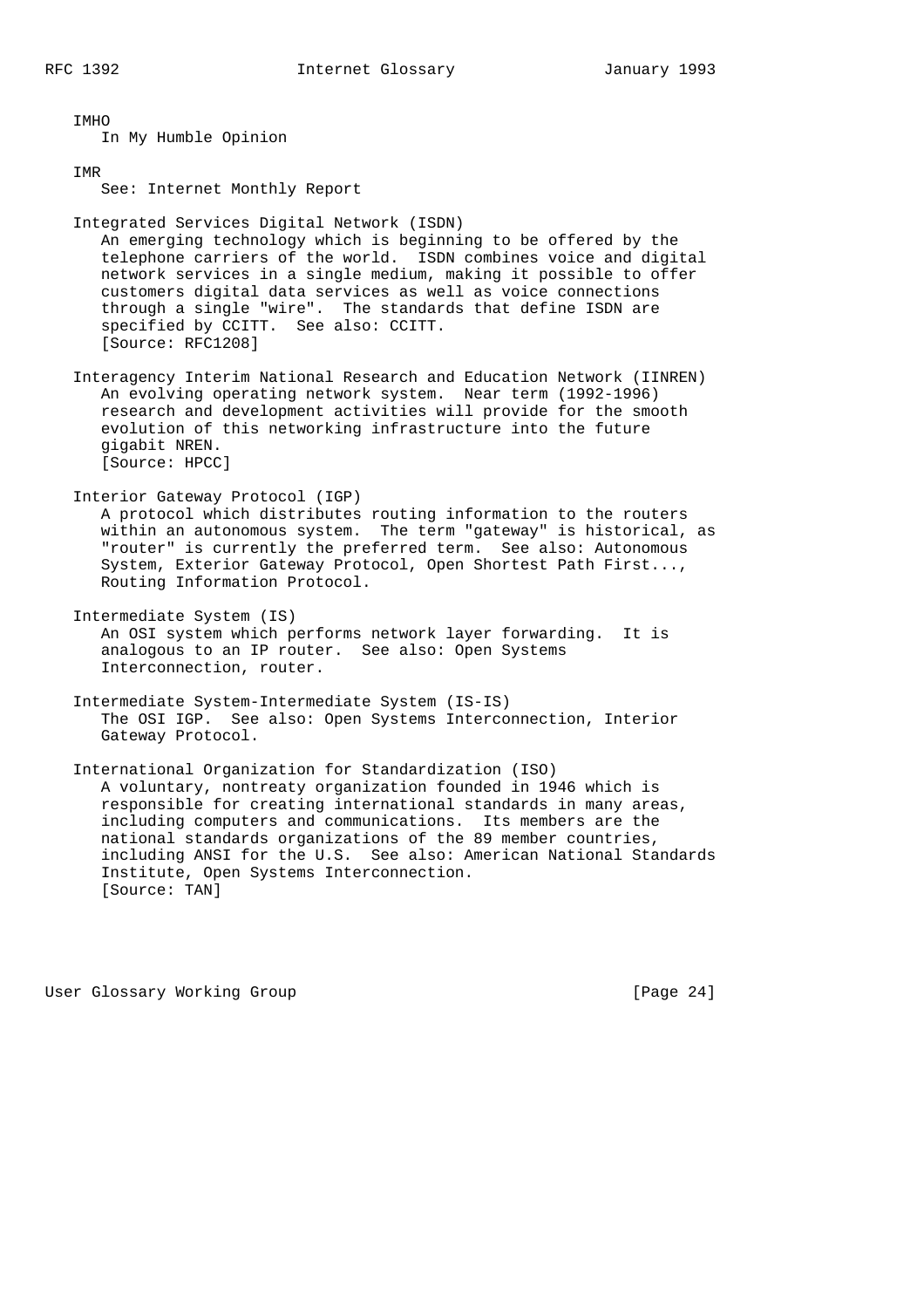**IMHO**

In My Humble Opinion

**IMR**

See: Internet Monthly Report

**Integrated Services Digital Network (ISDN)**

An emerging technology which is beginning to be offered by the telephone carriers of the world. ISDN combines voice and digital network services in a single medium, making it possible to offer customers digital data services as well as voice connections through a single "wire". The standards that define ISDN are specified by CCITT. See also: CCITT.
[Source: RFC1208]

**Interagency Interim National Research and Education Network (IINREN)**

An evolving operating network system. Near term (1992-1996) research and development activities will provide for the smooth evolution of this networking infrastructure into the future gigabit NREN.
[Source: HPCC]

**Interior Gateway Protocol (IGP)**

A protocol which distributes routing information to the routers within an autonomous system. The term "gateway" is historical, as "router" is currently the preferred term. See also: Autonomous System, Exterior Gateway Protocol, Open Shortest Path First..., Routing Information Protocol.

**Intermediate System (IS)**

An OSI system which performs network layer forwarding. It is analogous to an IP router. See also: Open Systems Interconnection, router.

**Intermediate System-Intermediate System (IS-IS)**

The OSI IGP. See also: Open Systems Interconnection, Interior Gateway Protocol.

**International Organization for Standardization (ISO)**

A voluntary, nontreaty organization founded in 1946 which is responsible for creating international standards in many areas, including computers and communications. Its members are the national standards organizations of the 89 member countries, including ANSI for the U.S. See also: American National Standards Institute, Open Systems Interconnection.
[Source: TAN]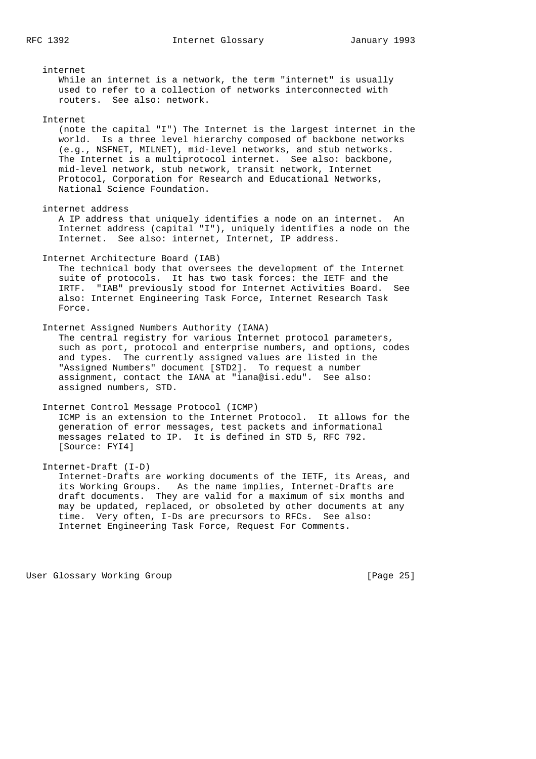internet

While an internet is a network, the term "internet" is usually used to refer to a collection of networks interconnected with routers. See also: network.

Internet

(note the capital "I") The Internet is the largest internet in the world. Is a three level hierarchy composed of backbone networks (e.g., NSFNET, MILNET), mid-level networks, and stub networks. The Internet is a multiprotocol internet. See also: backbone, mid-level network, stub network, transit network, Internet Protocol, Corporation for Research and Educational Networks, National Science Foundation.

internet address

A IP address that uniquely identifies a node on an internet. An Internet address (capital "I"), uniquely identifies a node on the Internet. See also: internet, Internet, IP address.

Internet Architecture Board (IAB)

The technical body that oversees the development of the Internet suite of protocols. It has two task forces: the IETF and the IRTF. "IAB" previously stood for Internet Activities Board. See also: Internet Engineering Task Force, Internet Research Task Force.

Internet Assigned Numbers Authority (IANA)

The central registry for various Internet protocol parameters, such as port, protocol and enterprise numbers, and options, codes and types. The currently assigned values are listed in the "Assigned Numbers" document [STD2]. To request a number assignment, contact the IANA at "iana@isi.edu". See also: assigned numbers, STD.

Internet Control Message Protocol (ICMP)

ICMP is an extension to the Internet Protocol. It allows for the generation of error messages, test packets and informational messages related to IP. It is defined in STD 5, RFC 792. [Source: FYI4]

Internet-Draft (I-D)

Internet-Drafts are working documents of the IETF, its Areas, and its Working Groups. As the name implies, Internet-Drafts are draft documents. They are valid for a maximum of six months and may be updated, replaced, or obsoleted by other documents at any time. Very often, I-Ds are precursors to RFCs. See also: Internet Engineering Task Force, Request For Comments.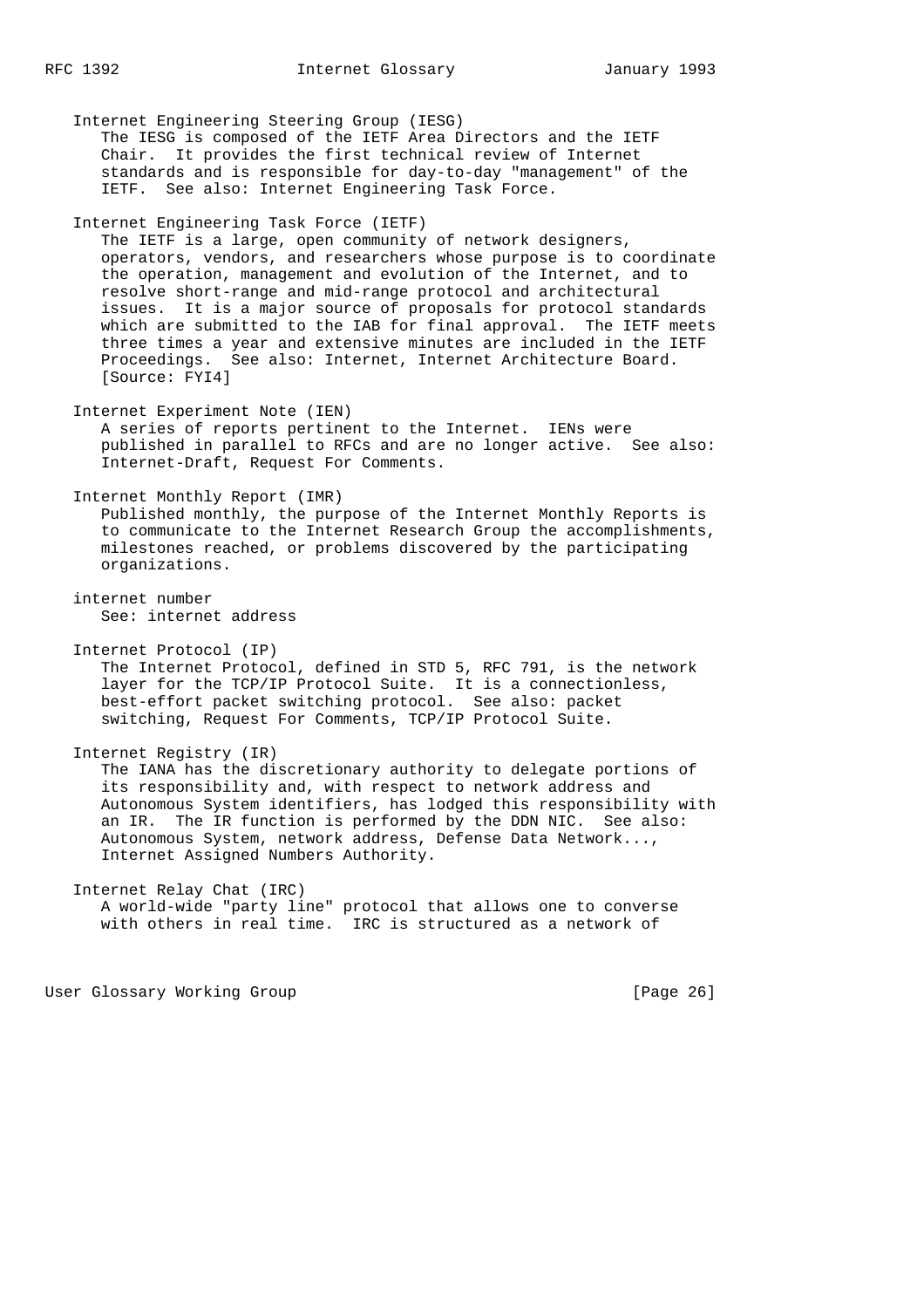Internet Engineering Steering Group (IESG)
The IESG is composed of the IETF Area Directors and the IETF Chair. It provides the first technical review of Internet standards and is responsible for day-to-day "management" of the IETF. See also: Internet Engineering Task Force.

Internet Engineering Task Force (IETF)
The IETF is a large, open community of network designers, operators, vendors, and researchers whose purpose is to coordinate the operation, management and evolution of the Internet, and to resolve short-range and mid-range protocol and architectural issues. It is a major source of proposals for protocol standards which are submitted to the IAB for final approval. The IETF meets three times a year and extensive minutes are included in the IETF Proceedings. See also: Internet, Internet Architecture Board. [Source: FYI4]

Internet Experiment Note (IEN)
A series of reports pertinent to the Internet. IENs were published in parallel to RFCs and are no longer active. See also: Internet-Draft, Request For Comments.

Internet Monthly Report (IMR)
Published monthly, the purpose of the Internet Monthly Reports is to communicate to the Internet Research Group the accomplishments, milestones reached, or problems discovered by the participating organizations.

internet number
See: internet address

Internet Protocol (IP)
The Internet Protocol, defined in STD 5, RFC 791, is the network layer for the TCP/IP Protocol Suite. It is a connectionless, best-effort packet switching protocol. See also: packet switching, Request For Comments, TCP/IP Protocol Suite.

Internet Registry (IR)
The IANA has the discretionary authority to delegate portions of its responsibility and, with respect to network address and Autonomous System identifiers, has lodged this responsibility with an IR. The IR function is performed by the DDN NIC. See also: Autonomous System, network address, Defense Data Network..., Internet Assigned Numbers Authority.

Internet Relay Chat (IRC)
A world-wide "party line" protocol that allows one to converse with others in real time. IRC is structured as a network of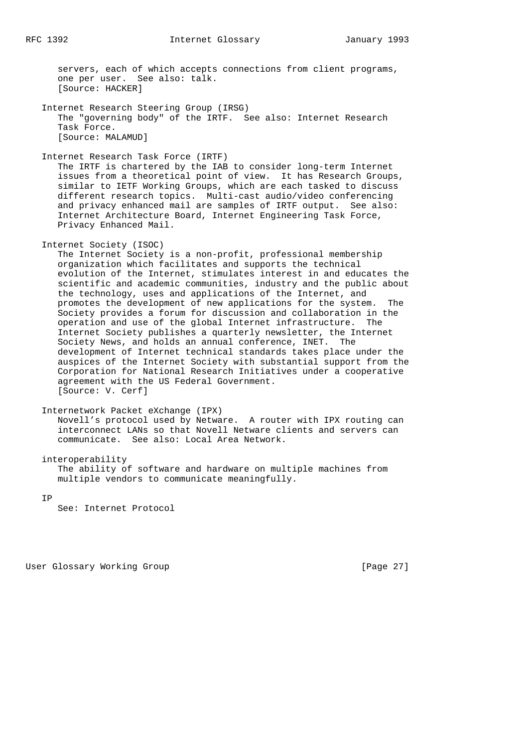servers, each of which accepts connections from client programs, one per user. See also: talk.
[Source: HACKER]

**Internet Research Steering Group (IRSG)**

The "governing body" of the IRTF. See also: Internet Research Task Force.
[Source: MALAMUD]

**Internet Research Task Force (IRTF)**

The IRTF is chartered by the IAB to consider long-term Internet issues from a theoretical point of view. It has Research Groups, similar to IETF Working Groups, which are each tasked to discuss different research topics. Multi-cast audio/video conferencing and privacy enhanced mail are samples of IRTF output. See also: Internet Architecture Board, Internet Engineering Task Force, Privacy Enhanced Mail.

**Internet Society (ISOC)**

The Internet Society is a non-profit, professional membership organization which facilitates and supports the technical evolution of the Internet, stimulates interest in and educates the scientific and academic communities, industry and the public about the technology, uses and applications of the Internet, and promotes the development of new applications for the system. The Society provides a forum for discussion and collaboration in the operation and use of the global Internet infrastructure. The Internet Society publishes a quarterly newsletter, the Internet Society News, and holds an annual conference, INET. The development of Internet technical standards takes place under the auspices of the Internet Society with substantial support from the Corporation for National Research Initiatives under a cooperative agreement with the US Federal Government.
[Source: V. Cerf]

**Internetwork Packet eXchange (IPX)**

Novell's protocol used by Netware. A router with IPX routing can interconnect LANs so that Novell Netware clients and servers can communicate. See also: Local Area Network.

**interoperability**

The ability of software and hardware on multiple machines from multiple vendors to communicate meaningfully.

**IP**

See: Internet Protocol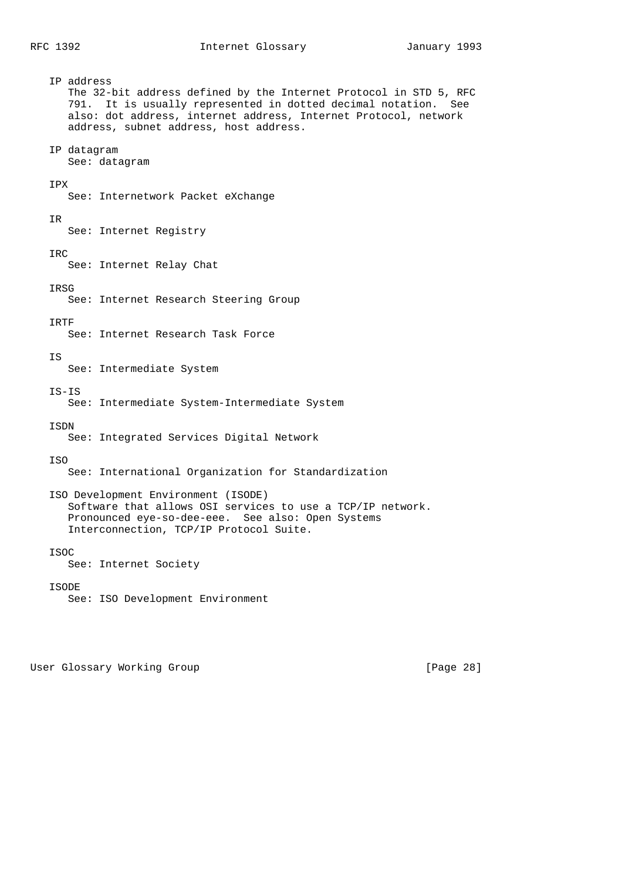IP address
   The 32-bit address defined by the Internet Protocol in STD 5, RFC 791. It is usually represented in dotted decimal notation. See also: dot address, internet address, Internet Protocol, network address, subnet address, host address.

IP datagram
   See: datagram

IPX
   See: Internetwork Packet eXchange

IR
   See: Internet Registry

IRC
   See: Internet Relay Chat

IRSG
   See: Internet Research Steering Group

IRTF
   See: Internet Research Task Force

IS
   See: Intermediate System

IS-IS
   See: Intermediate System-Intermediate System

ISDN
   See: Integrated Services Digital Network

ISO
   See: International Organization for Standardization

ISO Development Environment (ISODE)
   Software that allows OSI services to use a TCP/IP network. Pronounced eye-so-dee-eee. See also: Open Systems Interconnection, TCP/IP Protocol Suite.

ISOC
   See: Internet Society

ISODE
   See: ISO Development Environment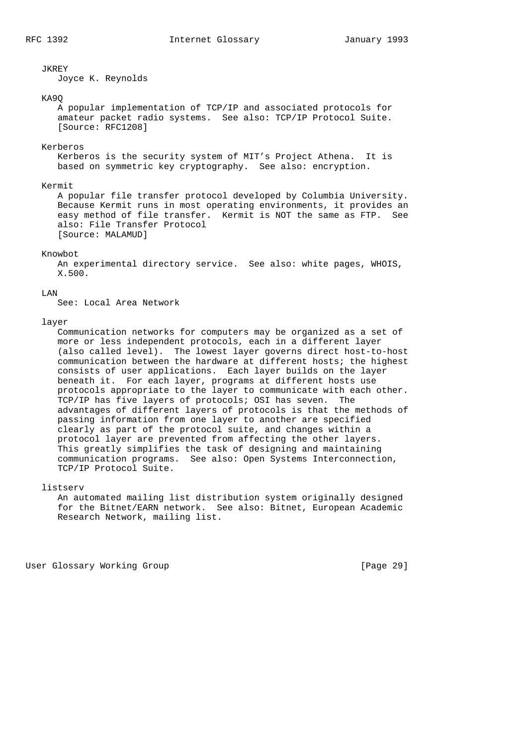JKREY
   Joyce K. Reynolds

KA9Q
   A popular implementation of TCP/IP and associated protocols for amateur packet radio systems.  See also: TCP/IP Protocol Suite.
   [Source: RFC1208]

Kerberos
   Kerberos is the security system of MIT's Project Athena.  It is based on symmetric key cryptography.  See also: encryption.

Kermit
   A popular file transfer protocol developed by Columbia University. Because Kermit runs in most operating environments, it provides an easy method of file transfer.  Kermit is NOT the same as FTP.  See also: File Transfer Protocol
   [Source: MALAMUD]

Knowbot
   An experimental directory service.  See also: white pages, WHOIS, X.500.

LAN
   See: Local Area Network

layer
   Communication networks for computers may be organized as a set of more or less independent protocols, each in a different layer (also called level).  The lowest layer governs direct host-to-host communication between the hardware at different hosts; the highest consists of user applications.  Each layer builds on the layer beneath it.  For each layer, programs at different hosts use protocols appropriate to the layer to communicate with each other. TCP/IP has five layers of protocols; OSI has seven.  The advantages of different layers of protocols is that the methods of passing information from one layer to another are specified clearly as part of the protocol suite, and changes within a protocol layer are prevented from affecting the other layers. This greatly simplifies the task of designing and maintaining communication programs.  See also: Open Systems Interconnection, TCP/IP Protocol Suite.

listserv
   An automated mailing list distribution system originally designed for the Bitnet/EARN network.  See also: Bitnet, European Academic Research Network, mailing list.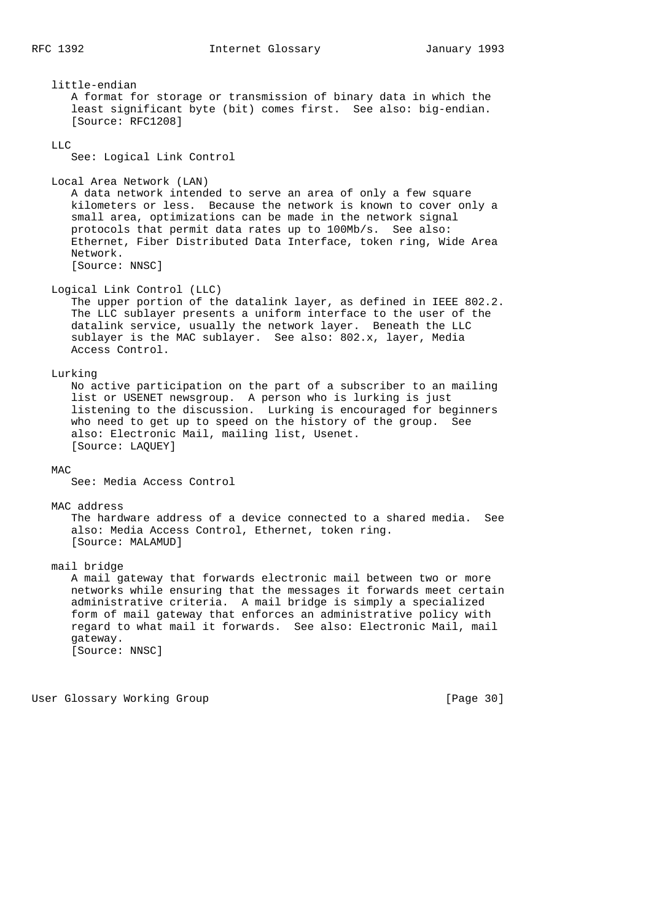little-endian

A format for storage or transmission of binary data in which the least significant byte (bit) comes first. See also: big-endian.
[Source: RFC1208]

LLC

See: Logical Link Control

Local Area Network (LAN)

A data network intended to serve an area of only a few square kilometers or less. Because the network is known to cover only a small area, optimizations can be made in the network signal protocols that permit data rates up to 100Mb/s. See also: Ethernet, Fiber Distributed Data Interface, token ring, Wide Area Network.
[Source: NNSC]

Logical Link Control (LLC)

The upper portion of the datalink layer, as defined in IEEE 802.2. The LLC sublayer presents a uniform interface to the user of the datalink service, usually the network layer. Beneath the LLC sublayer is the MAC sublayer. See also: 802.x, layer, Media Access Control.

Lurking

No active participation on the part of a subscriber to an mailing list or USENET newsgroup. A person who is lurking is just listening to the discussion. Lurking is encouraged for beginners who need to get up to speed on the history of the group. See also: Electronic Mail, mailing list, Usenet.
[Source: LAQUEY]

MAC

See: Media Access Control

MAC address

The hardware address of a device connected to a shared media. See also: Media Access Control, Ethernet, token ring.
[Source: MALAMUD]

mail bridge

A mail gateway that forwards electronic mail between two or more networks while ensuring that the messages it forwards meet certain administrative criteria. A mail bridge is simply a specialized form of mail gateway that enforces an administrative policy with regard to what mail it forwards. See also: Electronic Mail, mail gateway.
[Source: NNSC]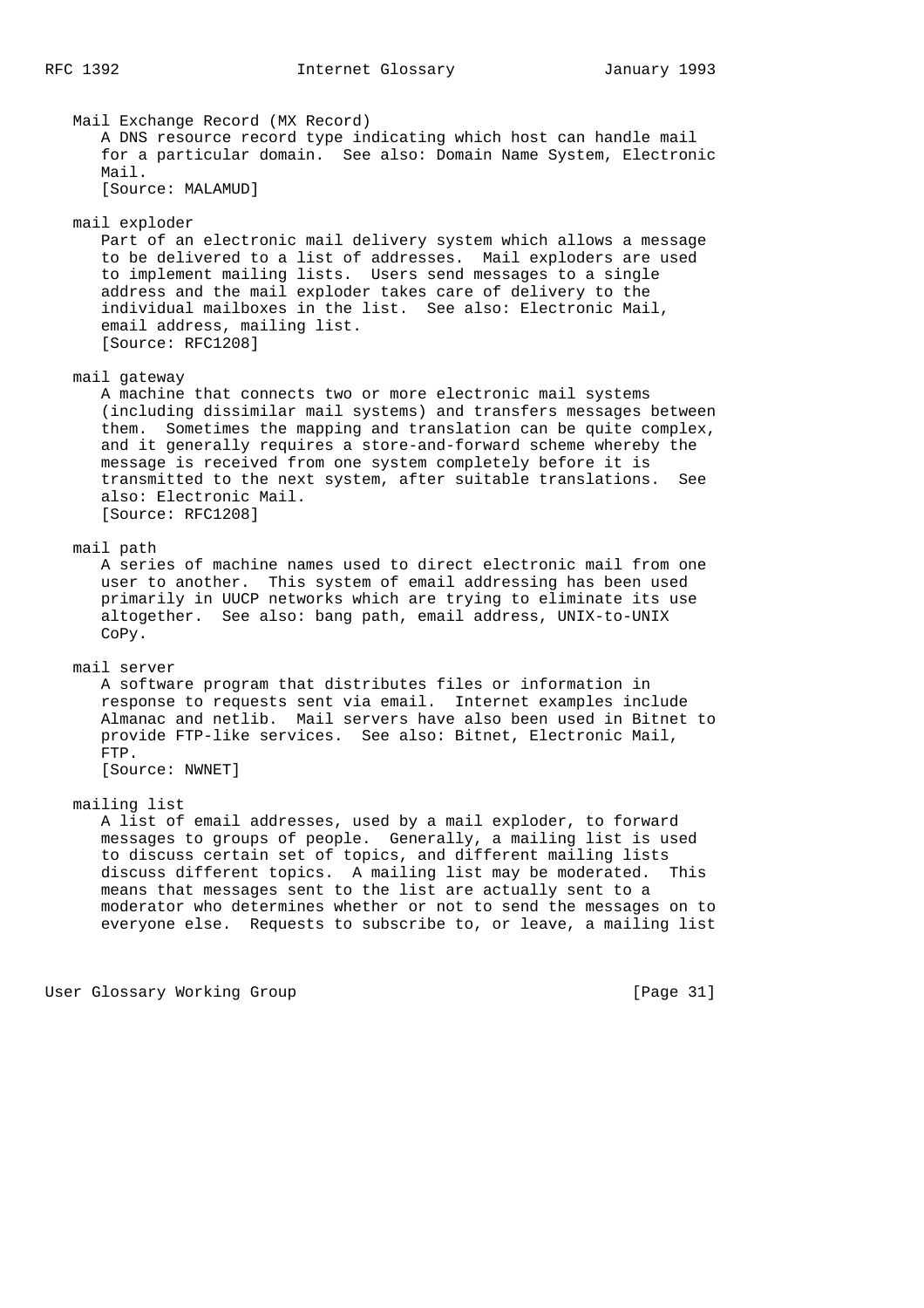**Mail Exchange Record (MX Record)**

A DNS resource record type indicating which host can handle mail for a particular domain. See also: Domain Name System, Electronic Mail.
[Source: MALAMUD]

**mail exploder**

Part of an electronic mail delivery system which allows a message to be delivered to a list of addresses. Mail exploders are used to implement mailing lists. Users send messages to a single address and the mail exploder takes care of delivery to the individual mailboxes in the list. See also: Electronic Mail, email address, mailing list.
[Source: RFC1208]

**mail gateway**

A machine that connects two or more electronic mail systems (including dissimilar mail systems) and transfers messages between them. Sometimes the mapping and translation can be quite complex, and it generally requires a store-and-forward scheme whereby the message is received from one system completely before it is transmitted to the next system, after suitable translations. See also: Electronic Mail.
[Source: RFC1208]

**mail path**

A series of machine names used to direct electronic mail from one user to another. This system of email addressing has been used primarily in UUCP networks which are trying to eliminate its use altogether. See also: bang path, email address, UNIX-to-UNIX CoPy.

**mail server**

A software program that distributes files or information in response to requests sent via email. Internet examples include Almanac and netlib. Mail servers have also been used in Bitnet to provide FTP-like services. See also: Bitnet, Electronic Mail, FTP.
[Source: NWNET]

**mailing list**

A list of email addresses, used by a mail exploder, to forward messages to groups of people. Generally, a mailing list is used to discuss certain set of topics, and different mailing lists discuss different topics. A mailing list may be moderated. This means that messages sent to the list are actually sent to a moderator who determines whether or not to send the messages on to everyone else. Requests to subscribe to, or leave, a mailing list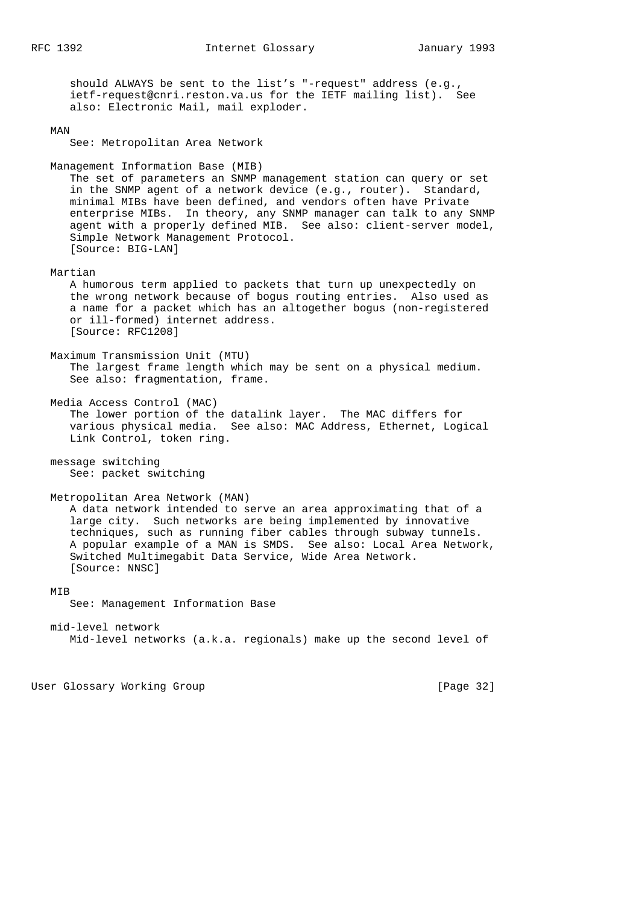should ALWAYS be sent to the list's "-request" address (e.g., ietf-request@cnri.reston.va.us for the IETF mailing list). See also: Electronic Mail, mail exploder.

**MAN**

See: Metropolitan Area Network

**Management Information Base (MIB)**

The set of parameters an SNMP management station can query or set in the SNMP agent of a network device (e.g., router). Standard, minimal MIBs have been defined, and vendors often have Private enterprise MIBs. In theory, any SNMP manager can talk to any SNMP agent with a properly defined MIB. See also: client-server model, Simple Network Management Protocol.
[Source: BIG-LAN]

**Martian**

A humorous term applied to packets that turn up unexpectedly on the wrong network because of bogus routing entries. Also used as a name for a packet which has an altogether bogus (non-registered or ill-formed) internet address.
[Source: RFC1208]

**Maximum Transmission Unit (MTU)**

The largest frame length which may be sent on a physical medium. See also: fragmentation, frame.

**Media Access Control (MAC)**

The lower portion of the datalink layer. The MAC differs for various physical media. See also: MAC Address, Ethernet, Logical Link Control, token ring.

**message switching**

See: packet switching

**Metropolitan Area Network (MAN)**

A data network intended to serve an area approximating that of a large city. Such networks are being implemented by innovative techniques, such as running fiber cables through subway tunnels. A popular example of a MAN is SMDS. See also: Local Area Network, Switched Multimegabit Data Service, Wide Area Network.
[Source: NNSC]

**MIB**

See: Management Information Base

**mid-level network**

Mid-level networks (a.k.a. regionals) make up the second level of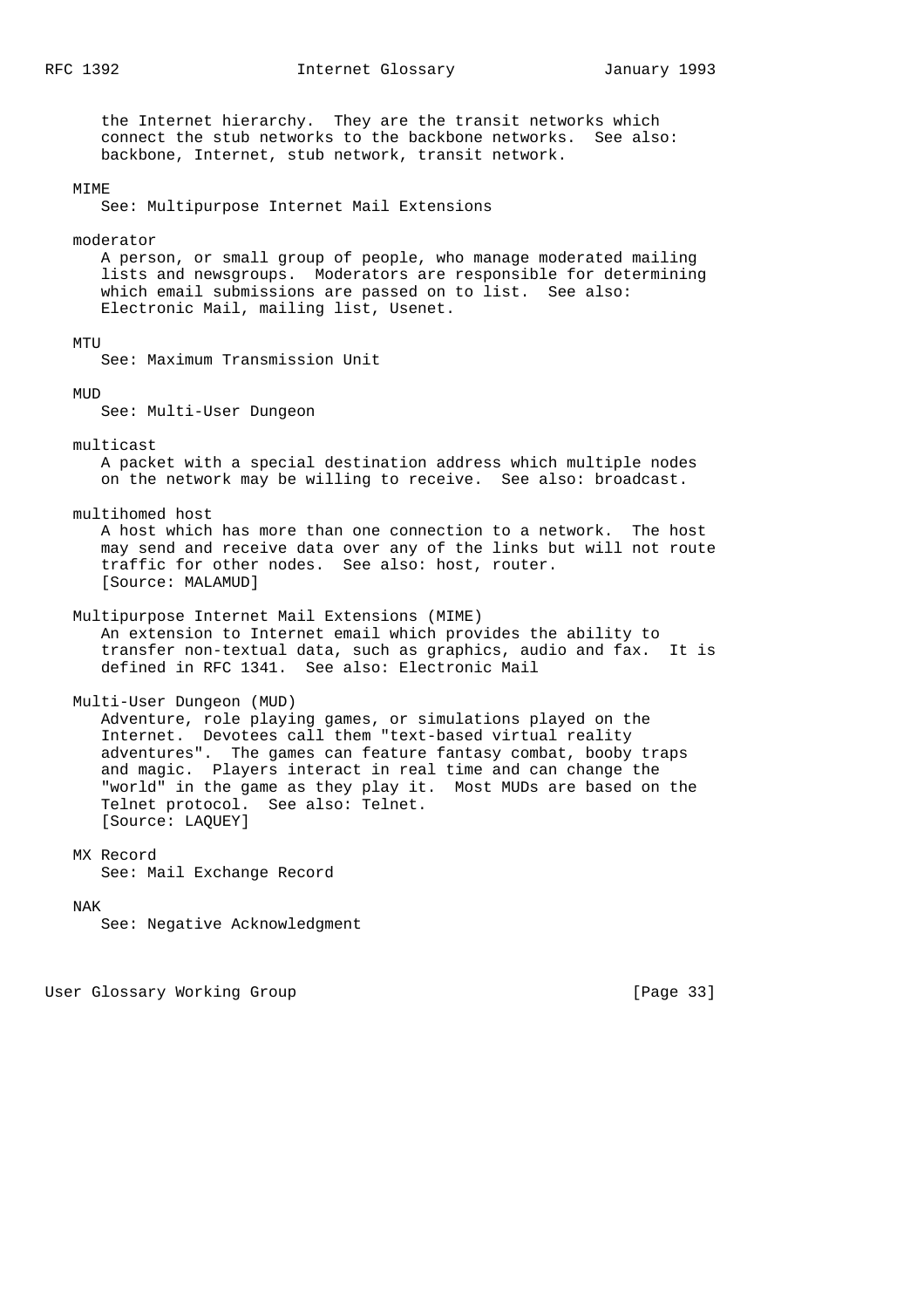the Internet hierarchy. They are the transit networks which connect the stub networks to the backbone networks. See also: backbone, Internet, stub network, transit network.

**MIME**

See: Multipurpose Internet Mail Extensions

**moderator**

A person, or small group of people, who manage moderated mailing lists and newsgroups. Moderators are responsible for determining which email submissions are passed on to list. See also: Electronic Mail, mailing list, Usenet.

**MTU**

See: Maximum Transmission Unit

**MUD**

See: Multi-User Dungeon

**multicast**

A packet with a special destination address which multiple nodes on the network may be willing to receive. See also: broadcast.

**multihomed host**

A host which has more than one connection to a network. The host may send and receive data over any of the links but will not route traffic for other nodes. See also: host, router.
[Source: MALAMUD]

**Multipurpose Internet Mail Extensions (MIME)**

An extension to Internet email which provides the ability to transfer non-textual data, such as graphics, audio and fax. It is defined in RFC 1341. See also: Electronic Mail

**Multi-User Dungeon (MUD)**

Adventure, role playing games, or simulations played on the Internet. Devotees call them "text-based virtual reality adventures". The games can feature fantasy combat, booby traps and magic. Players interact in real time and can change the "world" in the game as they play it. Most MUDs are based on the Telnet protocol. See also: Telnet.
[Source: LAQUEY]

**MX Record**

See: Mail Exchange Record

**NAK**

See: Negative Acknowledgment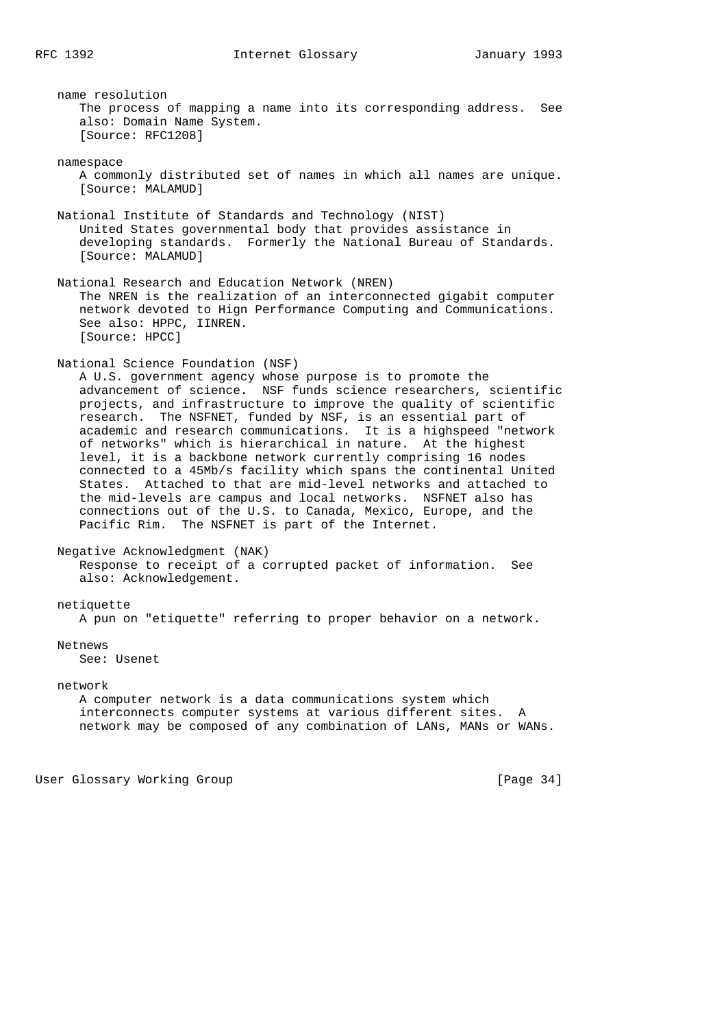name resolution

The process of mapping a name into its corresponding address. See also: Domain Name System.
[Source: RFC1208]

namespace

A commonly distributed set of names in which all names are unique.
[Source: MALAMUD]

National Institute of Standards and Technology (NIST)

United States governmental body that provides assistance in developing standards. Formerly the National Bureau of Standards.
[Source: MALAMUD]

National Research and Education Network (NREN)

The NREN is the realization of an interconnected gigabit computer network devoted to Hign Performance Computing and Communications. See also: HPPC, IINREN.
[Source: HPCC]

National Science Foundation (NSF)

A U.S. government agency whose purpose is to promote the advancement of science. NSF funds science researchers, scientific projects, and infrastructure to improve the quality of scientific research. The NSFNET, funded by NSF, is an essential part of academic and research communications. It is a highspeed "network of networks" which is hierarchical in nature. At the highest level, it is a backbone network currently comprising 16 nodes connected to a 45Mb/s facility which spans the continental United States. Attached to that are mid-level networks and attached to the mid-levels are campus and local networks. NSFNET also has connections out of the U.S. to Canada, Mexico, Europe, and the Pacific Rim. The NSFNET is part of the Internet.

Negative Acknowledgment (NAK)

Response to receipt of a corrupted packet of information. See also: Acknowledgement.

netiquette

A pun on "etiquette" referring to proper behavior on a network.

Netnews

See: Usenet

network

A computer network is a data communications system which interconnects computer systems at various different sites. A network may be composed of any combination of LANs, MANs or WANs.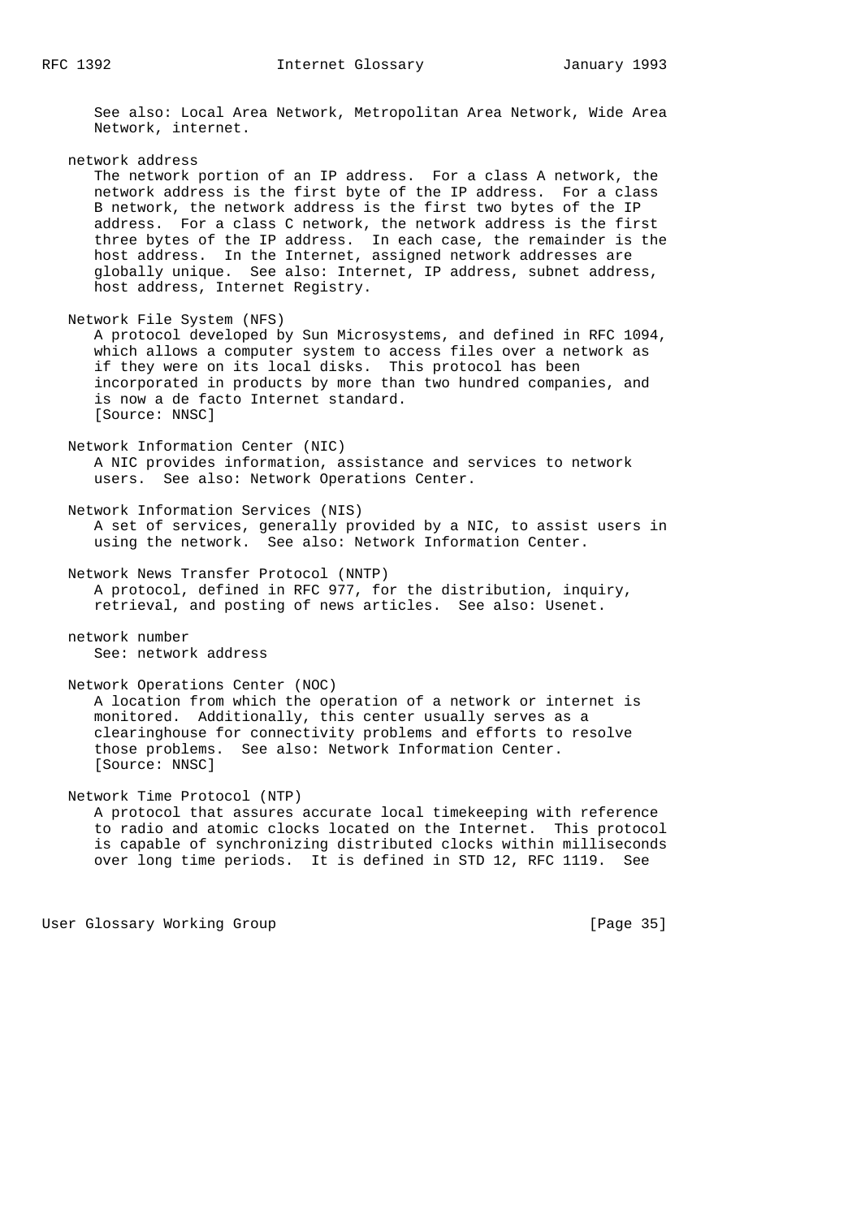See also: Local Area Network, Metropolitan Area Network, Wide Area Network, internet.

**network address**
The network portion of an IP address. For a class A network, the network address is the first byte of the IP address. For a class B network, the network address is the first two bytes of the IP address. For a class C network, the network address is the first three bytes of the IP address. In each case, the remainder is the host address. In the Internet, assigned network addresses are globally unique. See also: Internet, IP address, subnet address, host address, Internet Registry.

**Network File System (NFS)**
A protocol developed by Sun Microsystems, and defined in RFC 1094, which allows a computer system to access files over a network as if they were on its local disks. This protocol has been incorporated in products by more than two hundred companies, and is now a de facto Internet standard.
[Source: NNSC]

**Network Information Center (NIC)**
A NIC provides information, assistance and services to network users. See also: Network Operations Center.

**Network Information Services (NIS)**
A set of services, generally provided by a NIC, to assist users in using the network. See also: Network Information Center.

**Network News Transfer Protocol (NNTP)**
A protocol, defined in RFC 977, for the distribution, inquiry, retrieval, and posting of news articles. See also: Usenet.

**network number**
See: network address

**Network Operations Center (NOC)**
A location from which the operation of a network or internet is monitored. Additionally, this center usually serves as a clearinghouse for connectivity problems and efforts to resolve those problems. See also: Network Information Center.
[Source: NNSC]

**Network Time Protocol (NTP)**
A protocol that assures accurate local timekeeping with reference to radio and atomic clocks located on the Internet. This protocol is capable of synchronizing distributed clocks within milliseconds over long time periods. It is defined in STD 12, RFC 1119. See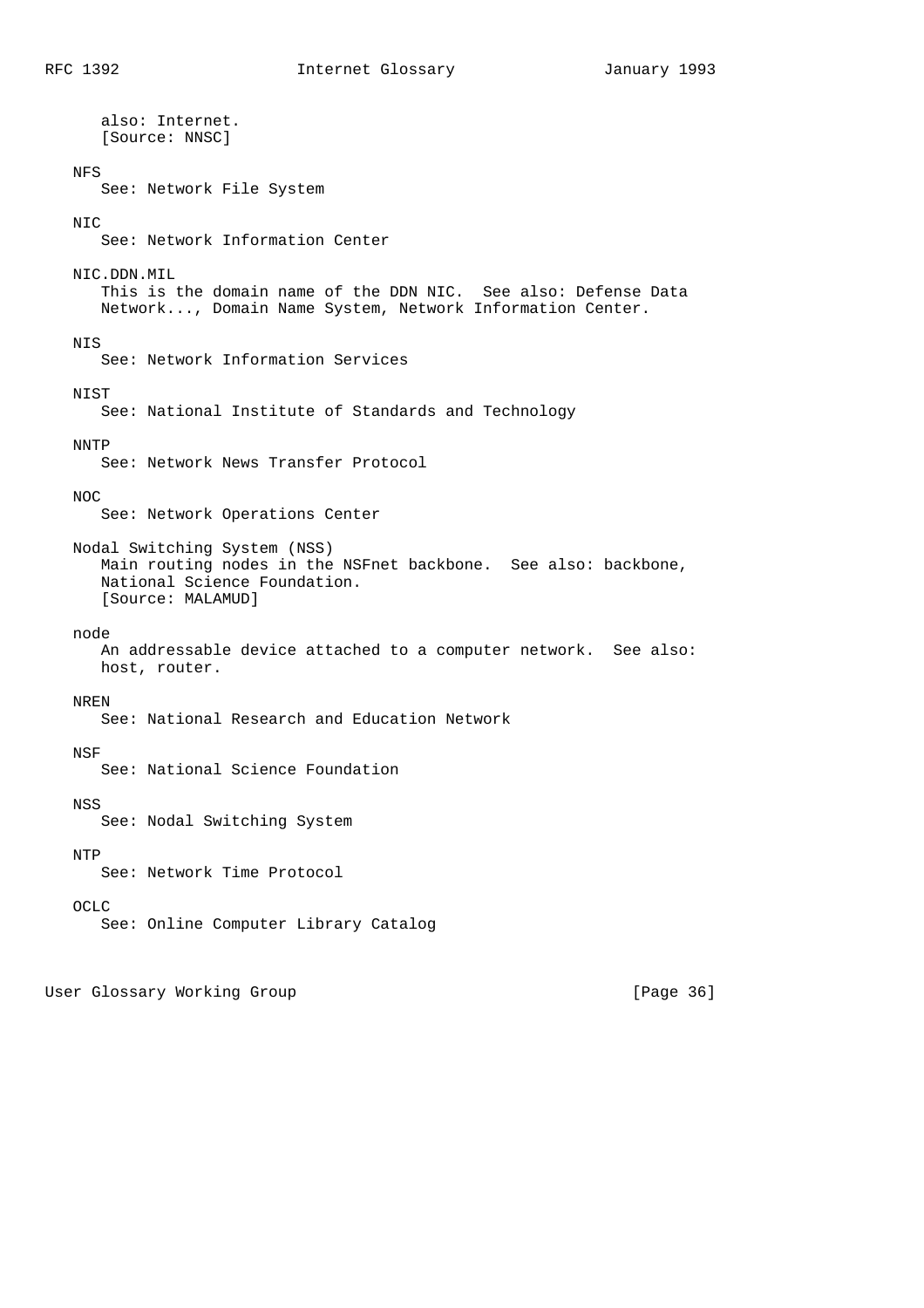also: Internet.
[Source: NNSC]

NFS
   See: Network File System

NIC
   See: Network Information Center

NIC.DDN.MIL
   This is the domain name of the DDN NIC.  See also: Defense Data Network..., Domain Name System, Network Information Center.

NIS
   See: Network Information Services

NIST
   See: National Institute of Standards and Technology

NNTP
   See: Network News Transfer Protocol

NOC
   See: Network Operations Center

Nodal Switching System (NSS)
   Main routing nodes in the NSFnet backbone.  See also: backbone, National Science Foundation.
   [Source: MALAMUD]

node
   An addressable device attached to a computer network.  See also: host, router.

NREN
   See: National Research and Education Network

NSF
   See: National Science Foundation

NSS
   See: Nodal Switching System

NTP
   See: Network Time Protocol

OCLC
   See: Online Computer Library Catalog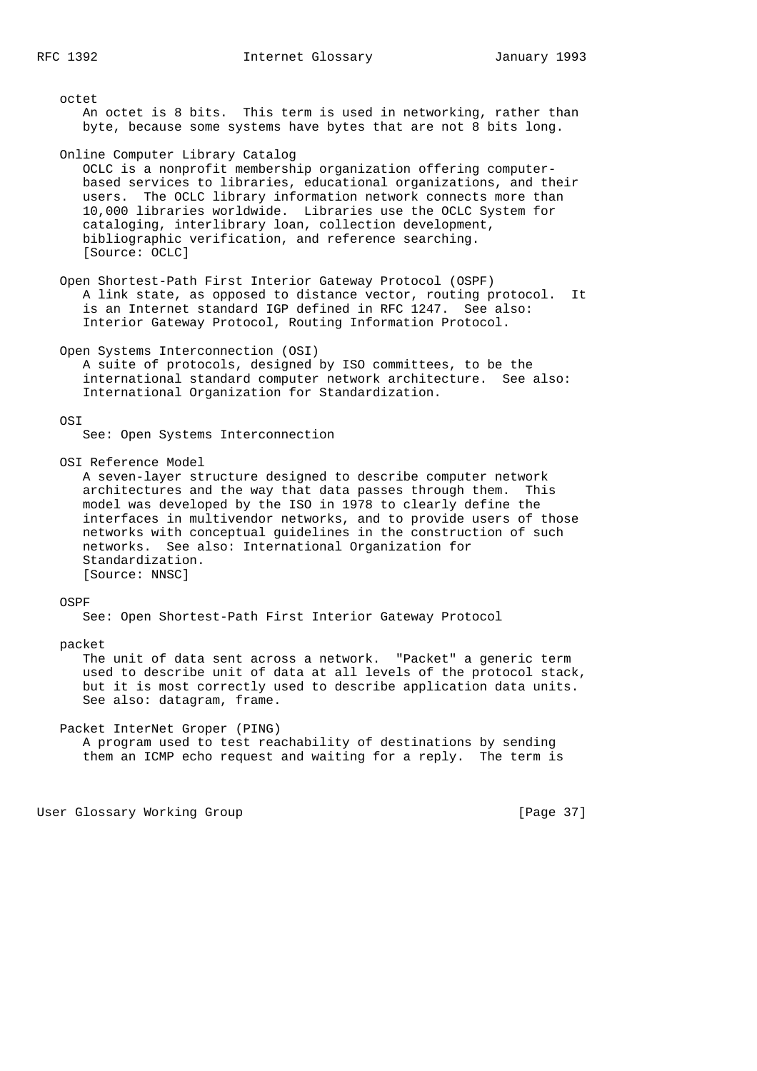octet

An octet is 8 bits. This term is used in networking, rather than byte, because some systems have bytes that are not 8 bits long.

Online Computer Library Catalog

OCLC is a nonprofit membership organization offering computer-based services to libraries, educational organizations, and their users. The OCLC library information network connects more than 10,000 libraries worldwide. Libraries use the OCLC System for cataloging, interlibrary loan, collection development, bibliographic verification, and reference searching. [Source: OCLC]

Open Shortest-Path First Interior Gateway Protocol (OSPF)

A link state, as opposed to distance vector, routing protocol. It is an Internet standard IGP defined in RFC 1247. See also: Interior Gateway Protocol, Routing Information Protocol.

Open Systems Interconnection (OSI)

A suite of protocols, designed by ISO committees, to be the international standard computer network architecture. See also: International Organization for Standardization.

OSI

See: Open Systems Interconnection

OSI Reference Model

A seven-layer structure designed to describe computer network architectures and the way that data passes through them. This model was developed by the ISO in 1978 to clearly define the interfaces in multivendor networks, and to provide users of those networks with conceptual guidelines in the construction of such networks. See also: International Organization for Standardization. [Source: NNSC]

OSPF

See: Open Shortest-Path First Interior Gateway Protocol

packet

The unit of data sent across a network. "Packet" a generic term used to describe unit of data at all levels of the protocol stack, but it is most correctly used to describe application data units. See also: datagram, frame.

Packet InterNet Groper (PING)

A program used to test reachability of destinations by sending them an ICMP echo request and waiting for a reply. The term is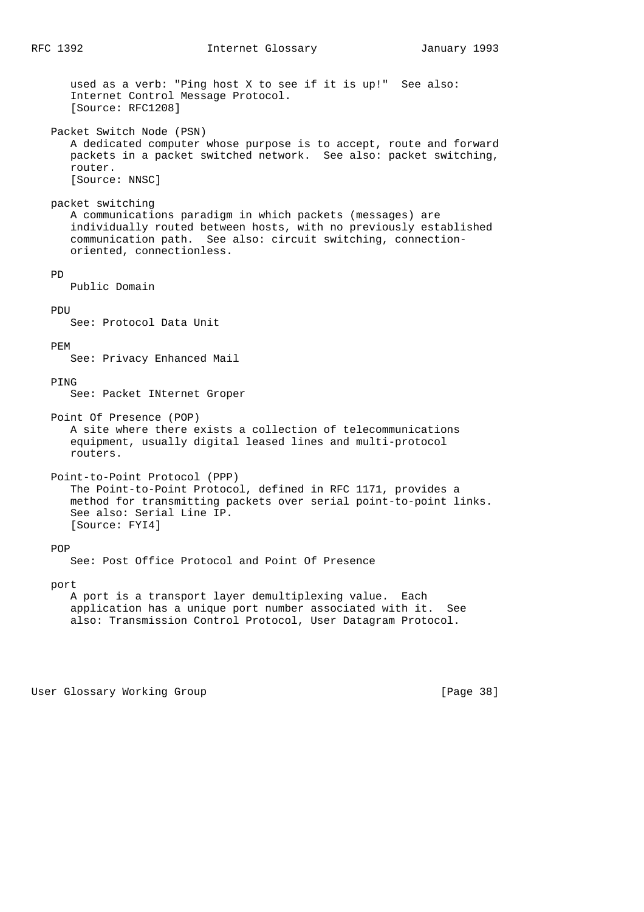used as a verb: "Ping host X to see if it is up!" See also: Internet Control Message Protocol.
[Source: RFC1208]

**Packet Switch Node (PSN)**

A dedicated computer whose purpose is to accept, route and forward packets in a packet switched network. See also: packet switching, router.
[Source: NNSC]

**packet switching**

A communications paradigm in which packets (messages) are individually routed between hosts, with no previously established communication path. See also: circuit switching, connection-oriented, connectionless.

**PD**

Public Domain

**PDU**

See: Protocol Data Unit

**PEM**

See: Privacy Enhanced Mail

**PING**

See: Packet INternet Groper

**Point Of Presence (POP)**

A site where there exists a collection of telecommunications equipment, usually digital leased lines and multi-protocol routers.

**Point-to-Point Protocol (PPP)**

The Point-to-Point Protocol, defined in RFC 1171, provides a method for transmitting packets over serial point-to-point links. See also: Serial Line IP.
[Source: FYI4]

**POP**

See: Post Office Protocol and Point Of Presence

**port**

A port is a transport layer demultiplexing value. Each application has a unique port number associated with it. See also: Transmission Control Protocol, User Datagram Protocol.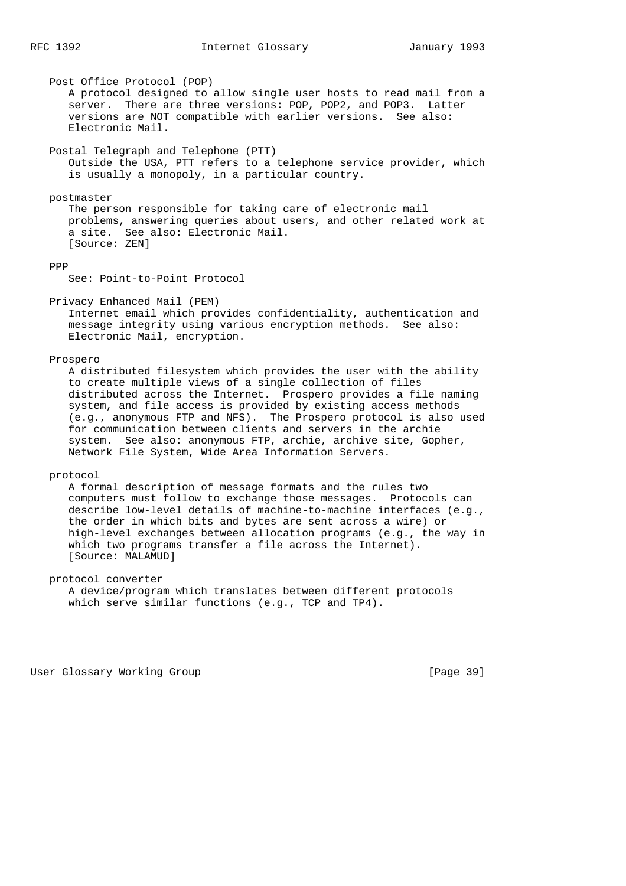Post Office Protocol (POP)
A protocol designed to allow single user hosts to read mail from a server. There are three versions: POP, POP2, and POP3. Latter versions are NOT compatible with earlier versions. See also: Electronic Mail.

Postal Telegraph and Telephone (PTT)
Outside the USA, PTT refers to a telephone service provider, which is usually a monopoly, in a particular country.

postmaster
The person responsible for taking care of electronic mail problems, answering queries about users, and other related work at a site. See also: Electronic Mail.
[Source: ZEN]

PPP
See: Point-to-Point Protocol

Privacy Enhanced Mail (PEM)
Internet email which provides confidentiality, authentication and message integrity using various encryption methods. See also: Electronic Mail, encryption.

Prospero
A distributed filesystem which provides the user with the ability to create multiple views of a single collection of files distributed across the Internet. Prospero provides a file naming system, and file access is provided by existing access methods (e.g., anonymous FTP and NFS). The Prospero protocol is also used for communication between clients and servers in the archie system. See also: anonymous FTP, archie, archive site, Gopher, Network File System, Wide Area Information Servers.

protocol
A formal description of message formats and the rules two computers must follow to exchange those messages. Protocols can describe low-level details of machine-to-machine interfaces (e.g., the order in which bits and bytes are sent across a wire) or high-level exchanges between allocation programs (e.g., the way in which two programs transfer a file across the Internet).
[Source: MALAMUD]

protocol converter
A device/program which translates between different protocols which serve similar functions (e.g., TCP and TP4).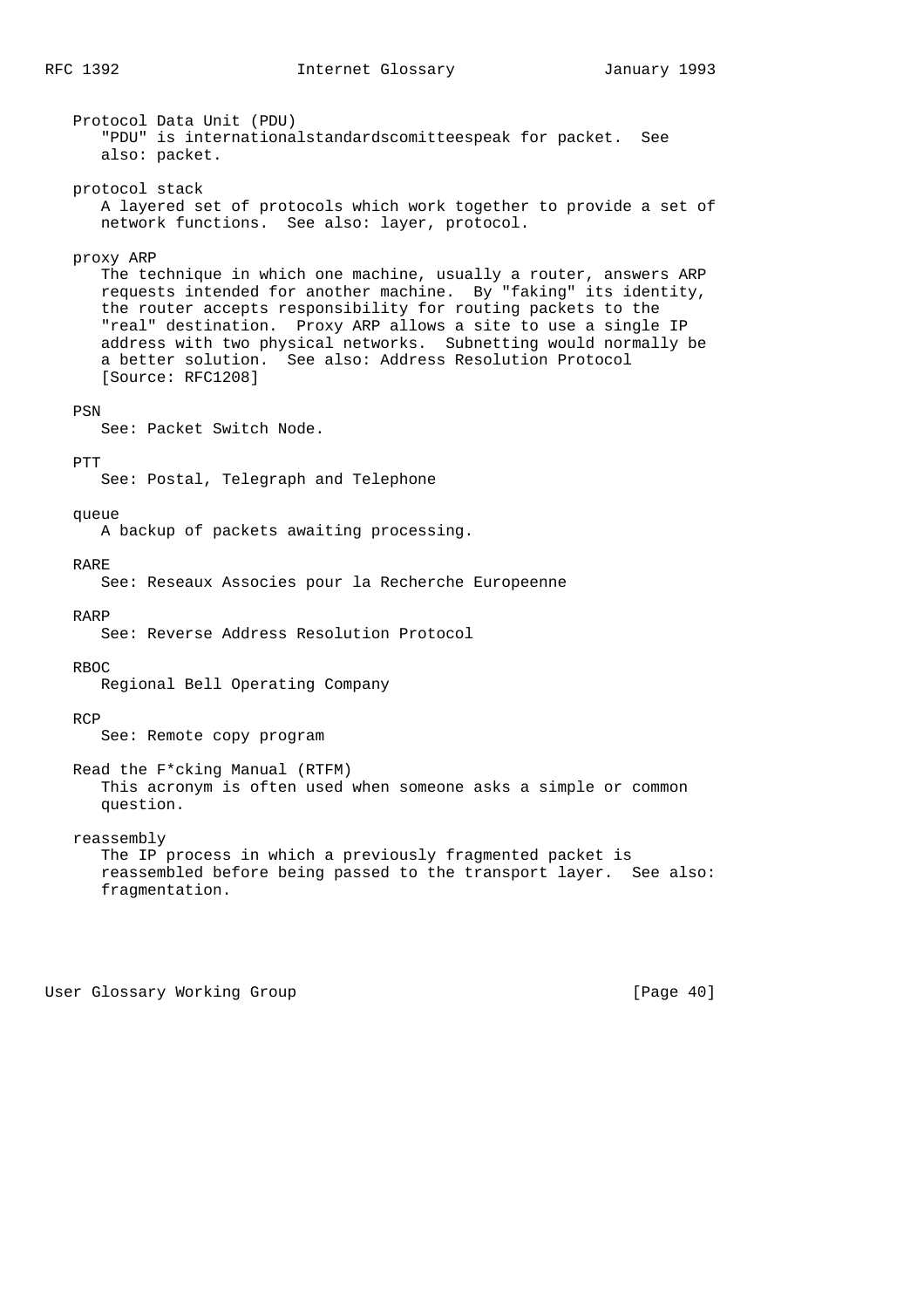Protocol Data Unit (PDU)
"PDU" is internationalstandardscomitteespeak for packet. See also: packet.

protocol stack
A layered set of protocols which work together to provide a set of network functions. See also: layer, protocol.

proxy ARP
The technique in which one machine, usually a router, answers ARP requests intended for another machine. By "faking" its identity, the router accepts responsibility for routing packets to the "real" destination. Proxy ARP allows a site to use a single IP address with two physical networks. Subnetting would normally be a better solution. See also: Address Resolution Protocol [Source: RFC1208]

PSN
See: Packet Switch Node.

PTT
See: Postal, Telegraph and Telephone

queue
A backup of packets awaiting processing.

RARE
See: Reseaux Associes pour la Recherche Europeenne

RARP
See: Reverse Address Resolution Protocol

RBOC
Regional Bell Operating Company

RCP
See: Remote copy program

Read the F*cking Manual (RTFM)
This acronym is often used when someone asks a simple or common question.

reassembly
The IP process in which a previously fragmented packet is reassembled before being passed to the transport layer. See also: fragmentation.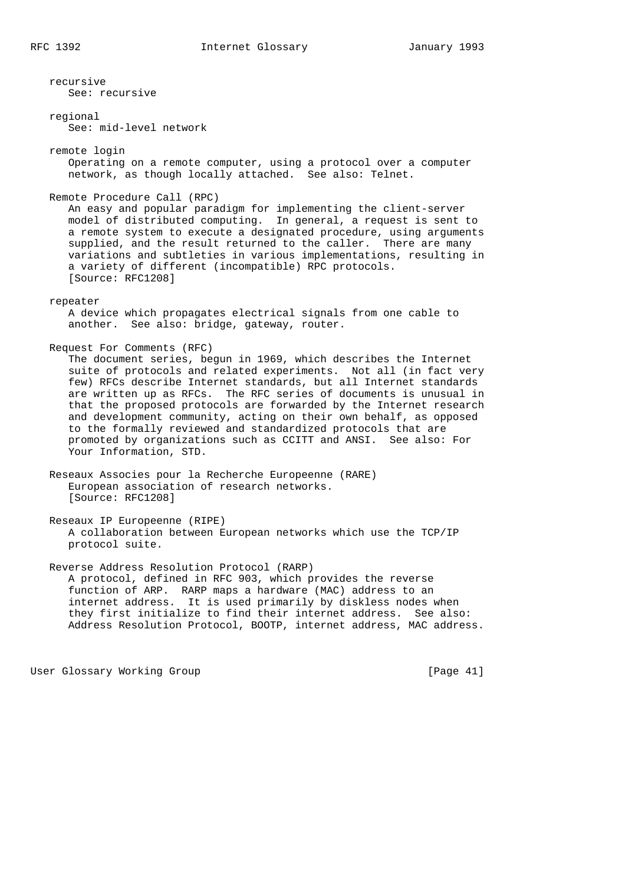**recursive**
See: recursive

**regional**
See: mid-level network

**remote login**
Operating on a remote computer, using a protocol over a computer network, as though locally attached. See also: Telnet.

**Remote Procedure Call (RPC)**
An easy and popular paradigm for implementing the client-server model of distributed computing. In general, a request is sent to a remote system to execute a designated procedure, using arguments supplied, and the result returned to the caller. There are many variations and subtleties in various implementations, resulting in a variety of different (incompatible) RPC protocols.
[Source: RFC1208]

**repeater**
A device which propagates electrical signals from one cable to another. See also: bridge, gateway, router.

**Request For Comments (RFC)**
The document series, begun in 1969, which describes the Internet suite of protocols and related experiments. Not all (in fact very few) RFCs describe Internet standards, but all Internet standards are written up as RFCs. The RFC series of documents is unusual in that the proposed protocols are forwarded by the Internet research and development community, acting on their own behalf, as opposed to the formally reviewed and standardized protocols that are promoted by organizations such as CCITT and ANSI. See also: For Your Information, STD.

**Reseaux Associes pour la Recherche Europeenne (RARE)**
European association of research networks.
[Source: RFC1208]

**Reseaux IP Europeenne (RIPE)**
A collaboration between European networks which use the TCP/IP protocol suite.

**Reverse Address Resolution Protocol (RARP)**
A protocol, defined in RFC 903, which provides the reverse function of ARP. RARP maps a hardware (MAC) address to an internet address. It is used primarily by diskless nodes when they first initialize to find their internet address. See also: Address Resolution Protocol, BOOTP, internet address, MAC address.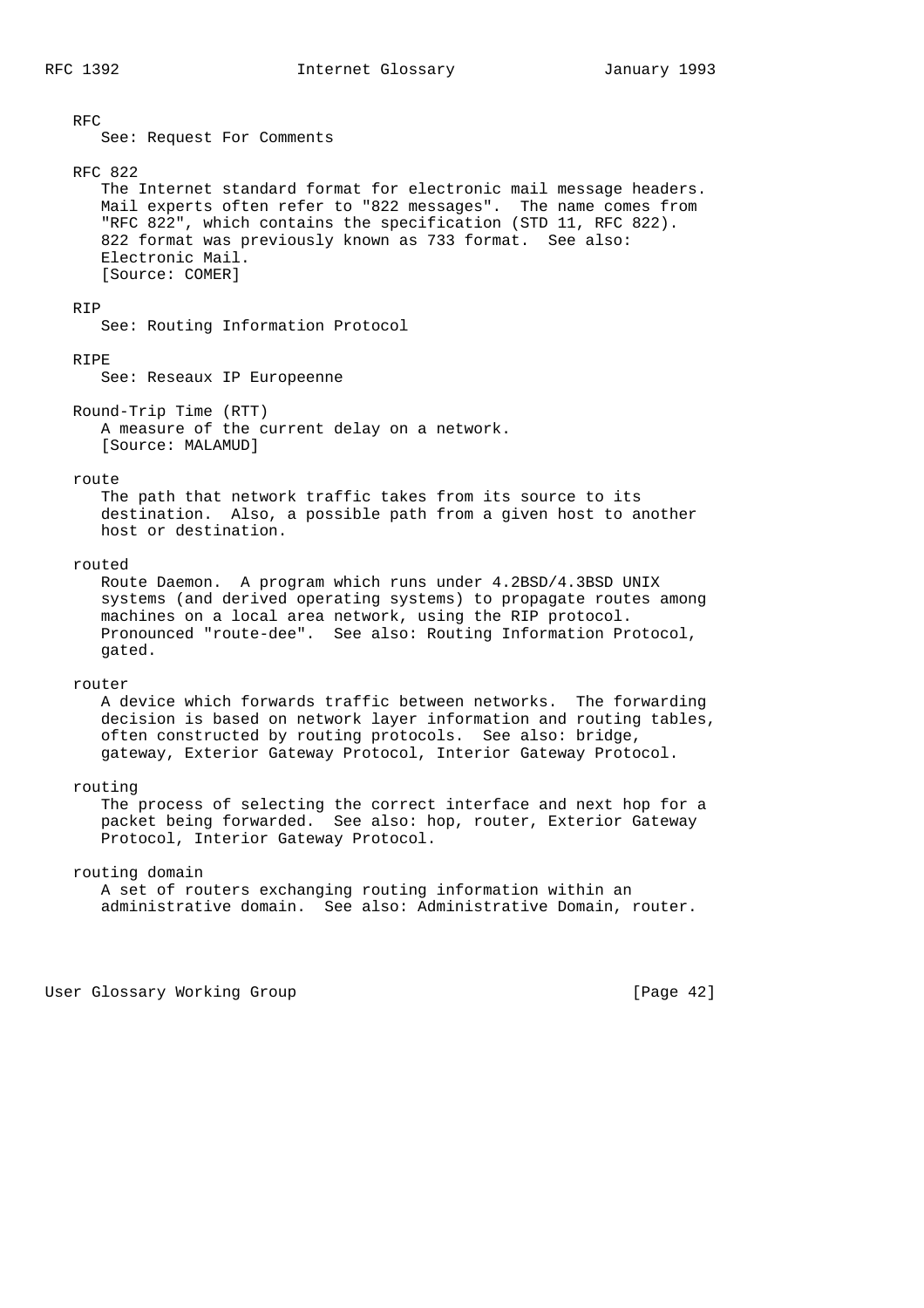RFC

See: Request For Comments

RFC 822

The Internet standard format for electronic mail message headers. Mail experts often refer to "822 messages". The name comes from "RFC 822", which contains the specification (STD 11, RFC 822). 822 format was previously known as 733 format. See also: Electronic Mail.
[Source: COMER]

RIP

See: Routing Information Protocol

RIPE

See: Reseaux IP Europeenne

Round-Trip Time (RTT)

A measure of the current delay on a network.
[Source: MALAMUD]

route

The path that network traffic takes from its source to its destination. Also, a possible path from a given host to another host or destination.

routed

Route Daemon. A program which runs under 4.2BSD/4.3BSD UNIX systems (and derived operating systems) to propagate routes among machines on a local area network, using the RIP protocol. Pronounced "route-dee". See also: Routing Information Protocol, gated.

router

A device which forwards traffic between networks. The forwarding decision is based on network layer information and routing tables, often constructed by routing protocols. See also: bridge, gateway, Exterior Gateway Protocol, Interior Gateway Protocol.

routing

The process of selecting the correct interface and next hop for a packet being forwarded. See also: hop, router, Exterior Gateway Protocol, Interior Gateway Protocol.

routing domain

A set of routers exchanging routing information within an administrative domain. See also: Administrative Domain, router.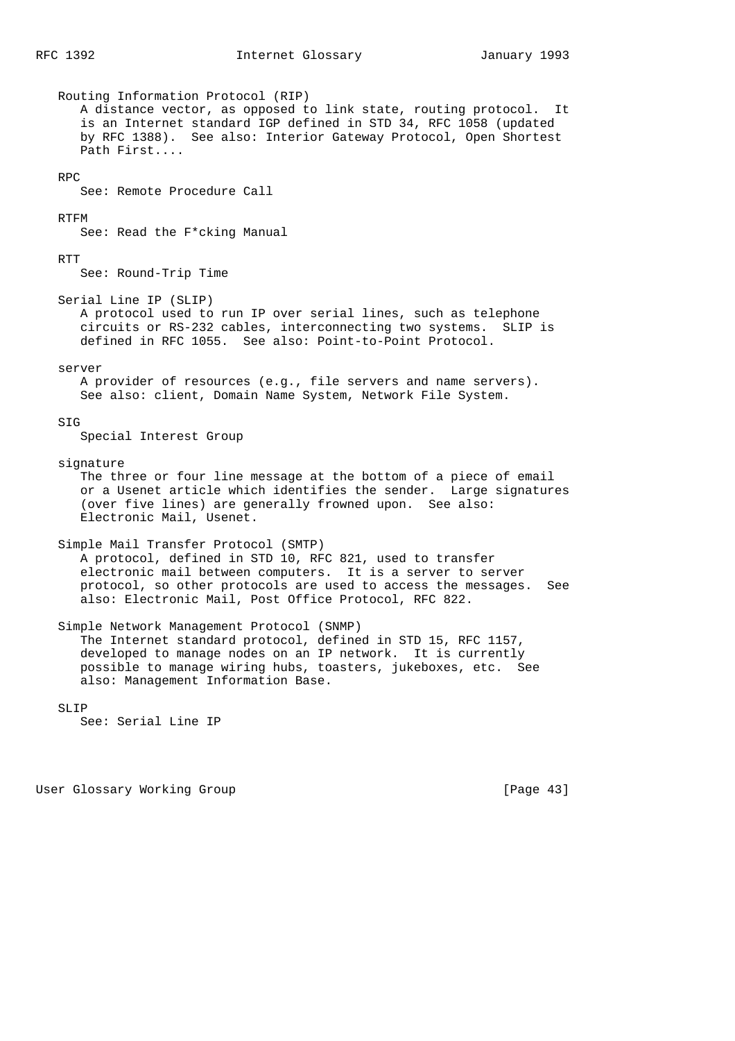Routing Information Protocol (RIP)
A distance vector, as opposed to link state, routing protocol. It is an Internet standard IGP defined in STD 34, RFC 1058 (updated by RFC 1388). See also: Interior Gateway Protocol, Open Shortest Path First....

RPC
See: Remote Procedure Call

RTFM
See: Read the F*cking Manual

RTT
See: Round-Trip Time

Serial Line IP (SLIP)
A protocol used to run IP over serial lines, such as telephone circuits or RS-232 cables, interconnecting two systems. SLIP is defined in RFC 1055. See also: Point-to-Point Protocol.

server
A provider of resources (e.g., file servers and name servers). See also: client, Domain Name System, Network File System.

SIG
Special Interest Group

signature
The three or four line message at the bottom of a piece of email or a Usenet article which identifies the sender. Large signatures (over five lines) are generally frowned upon. See also: Electronic Mail, Usenet.

Simple Mail Transfer Protocol (SMTP)
A protocol, defined in STD 10, RFC 821, used to transfer electronic mail between computers. It is a server to server protocol, so other protocols are used to access the messages. See also: Electronic Mail, Post Office Protocol, RFC 822.

Simple Network Management Protocol (SNMP)
The Internet standard protocol, defined in STD 15, RFC 1157, developed to manage nodes on an IP network. It is currently possible to manage wiring hubs, toasters, jukeboxes, etc. See also: Management Information Base.

SLIP
See: Serial Line IP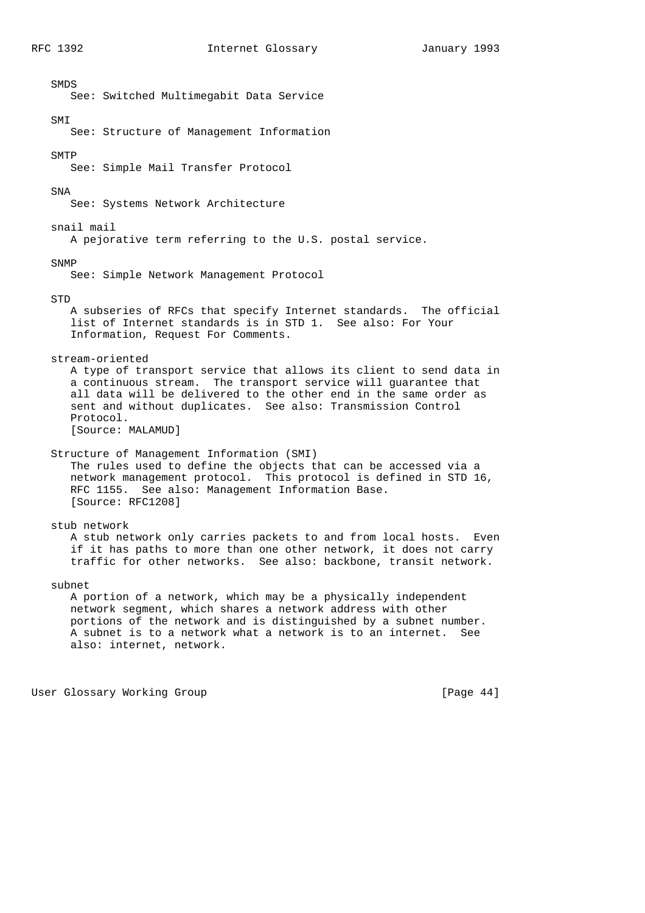SMDS

See: Switched Multimegabit Data Service

SMI

See: Structure of Management Information

SMTP

See: Simple Mail Transfer Protocol

SNA

See: Systems Network Architecture

snail mail

A pejorative term referring to the U.S. postal service.

SNMP

See: Simple Network Management Protocol

STD

A subseries of RFCs that specify Internet standards. The official list of Internet standards is in STD 1. See also: For Your Information, Request For Comments.

stream-oriented

A type of transport service that allows its client to send data in a continuous stream. The transport service will guarantee that all data will be delivered to the other end in the same order as sent and without duplicates. See also: Transmission Control Protocol.
[Source: MALAMUD]

Structure of Management Information (SMI)

The rules used to define the objects that can be accessed via a network management protocol. This protocol is defined in STD 16, RFC 1155. See also: Management Information Base.
[Source: RFC1208]

stub network

A stub network only carries packets to and from local hosts. Even if it has paths to more than one other network, it does not carry traffic for other networks. See also: backbone, transit network.

subnet

A portion of a network, which may be a physically independent network segment, which shares a network address with other portions of the network and is distinguished by a subnet number. A subnet is to a network what a network is to an internet. See also: internet, network.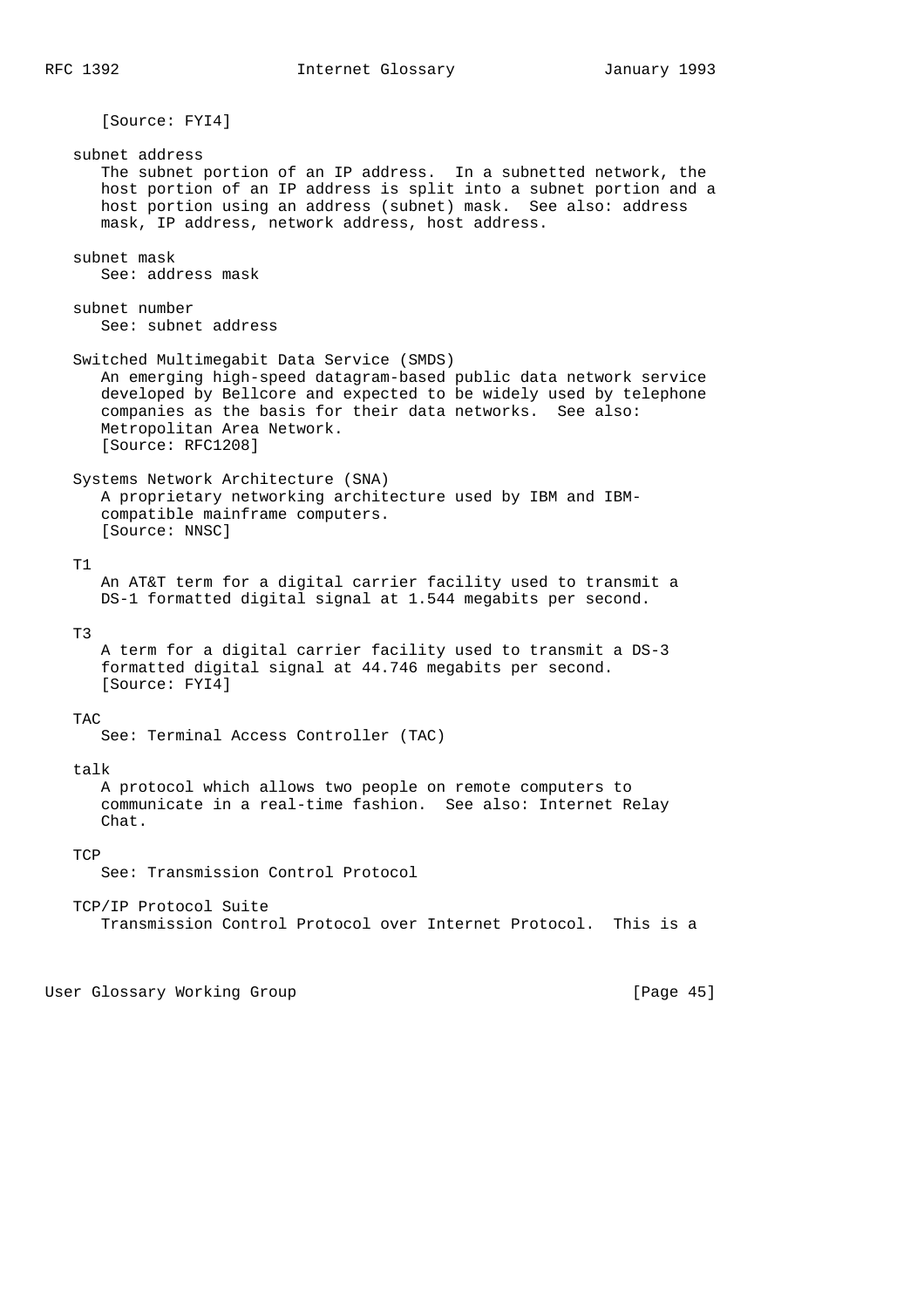[Source: FYI4]

**subnet address**

The subnet portion of an IP address. In a subnetted network, the host portion of an IP address is split into a subnet portion and a host portion using an address (subnet) mask. See also: address mask, IP address, network address, host address.

**subnet mask**

See: address mask

**subnet number**

See: subnet address

**Switched Multimegabit Data Service (SMDS)**

An emerging high-speed datagram-based public data network service developed by Bellcore and expected to be widely used by telephone companies as the basis for their data networks. See also: Metropolitan Area Network.
[Source: RFC1208]

**Systems Network Architecture (SNA)**

A proprietary networking architecture used by IBM and IBM-compatible mainframe computers.
[Source: NNSC]

**T1**

An AT&T term for a digital carrier facility used to transmit a DS-1 formatted digital signal at 1.544 megabits per second.

**T3**

A term for a digital carrier facility used to transmit a DS-3 formatted digital signal at 44.746 megabits per second.
[Source: FYI4]

**TAC**

See: Terminal Access Controller (TAC)

**talk**

A protocol which allows two people on remote computers to communicate in a real-time fashion. See also: Internet Relay Chat.

**TCP**

See: Transmission Control Protocol

**TCP/IP Protocol Suite**

Transmission Control Protocol over Internet Protocol. This is a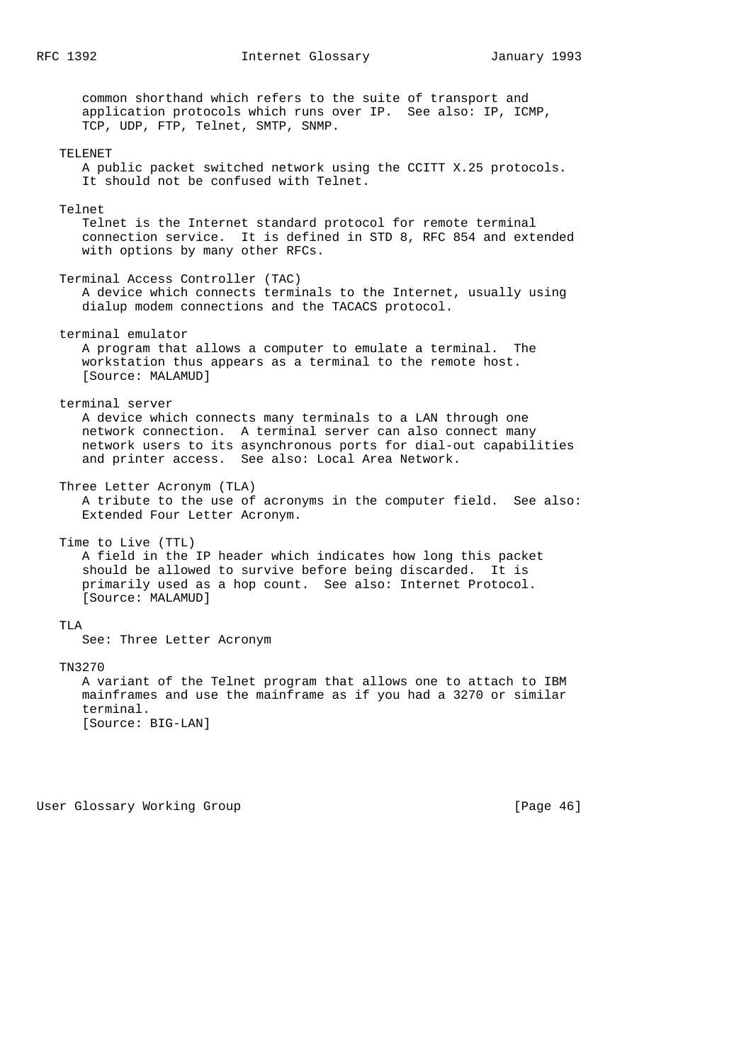common shorthand which refers to the suite of transport and application protocols which runs over IP. See also: IP, ICMP, TCP, UDP, FTP, Telnet, SMTP, SNMP.

**TELENET**
A public packet switched network using the CCITT X.25 protocols. It should not be confused with Telnet.

**Telnet**
Telnet is the Internet standard protocol for remote terminal connection service. It is defined in STD 8, RFC 854 and extended with options by many other RFCs.

**Terminal Access Controller (TAC)**
A device which connects terminals to the Internet, usually using dialup modem connections and the TACACS protocol.

**terminal emulator**
A program that allows a computer to emulate a terminal. The workstation thus appears as a terminal to the remote host.
[Source: MALAMUD]

**terminal server**
A device which connects many terminals to a LAN through one network connection. A terminal server can also connect many network users to its asynchronous ports for dial-out capabilities and printer access. See also: Local Area Network.

**Three Letter Acronym (TLA)**
A tribute to the use of acronyms in the computer field. See also: Extended Four Letter Acronym.

**Time to Live (TTL)**
A field in the IP header which indicates how long this packet should be allowed to survive before being discarded. It is primarily used as a hop count. See also: Internet Protocol.
[Source: MALAMUD]

**TLA**
See: Three Letter Acronym

**TN3270**
A variant of the Telnet program that allows one to attach to IBM mainframes and use the mainframe as if you had a 3270 or similar terminal.
[Source: BIG-LAN]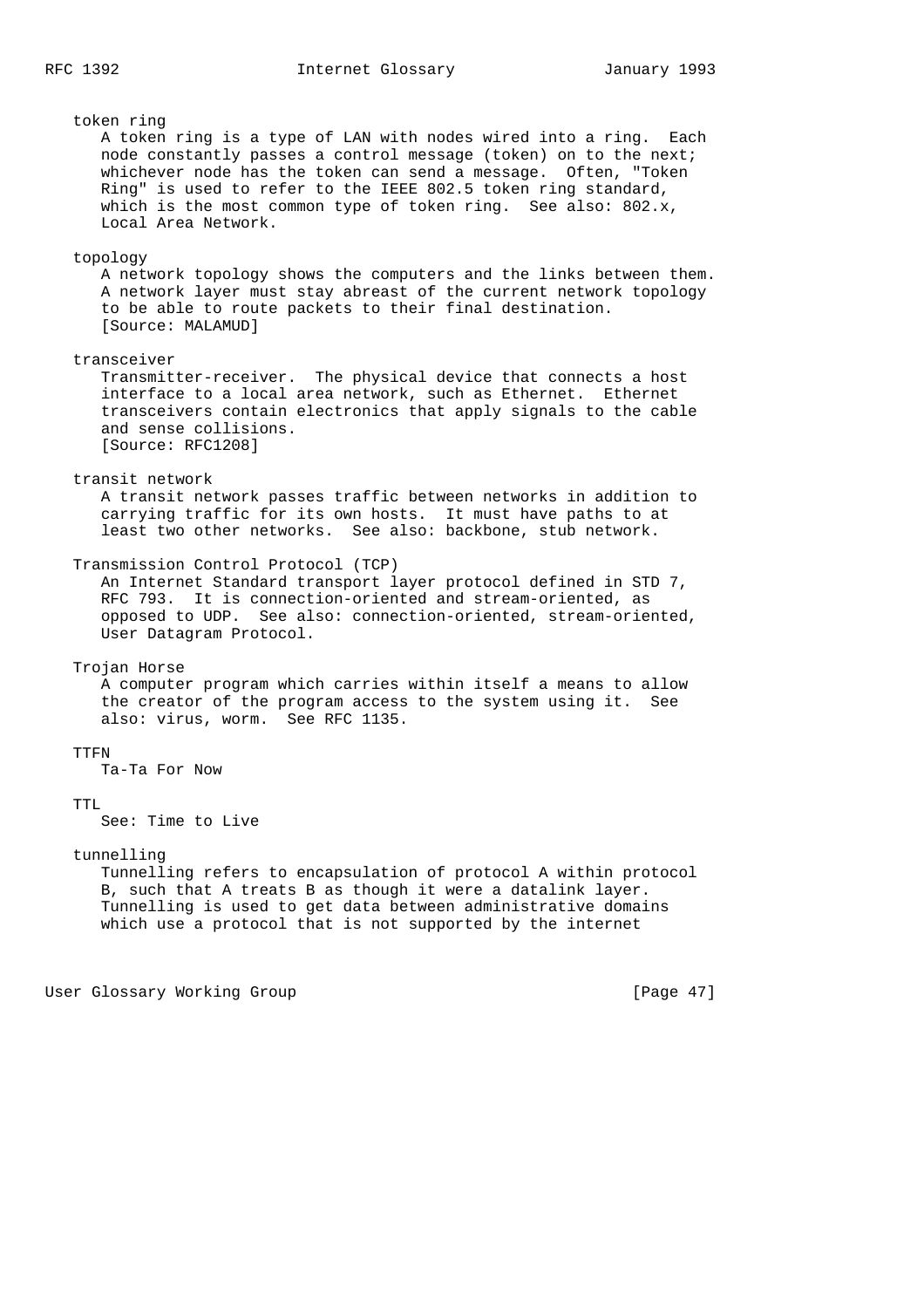token ring
A token ring is a type of LAN with nodes wired into a ring. Each node constantly passes a control message (token) on to the next; whichever node has the token can send a message. Often, "Token Ring" is used to refer to the IEEE 802.5 token ring standard, which is the most common type of token ring. See also: 802.x, Local Area Network.

topology
A network topology shows the computers and the links between them. A network layer must stay abreast of the current network topology to be able to route packets to their final destination. [Source: MALAMUD]

transceiver
Transmitter-receiver. The physical device that connects a host interface to a local area network, such as Ethernet. Ethernet transceivers contain electronics that apply signals to the cable and sense collisions. [Source: RFC1208]

transit network
A transit network passes traffic between networks in addition to carrying traffic for its own hosts. It must have paths to at least two other networks. See also: backbone, stub network.

Transmission Control Protocol (TCP)
An Internet Standard transport layer protocol defined in STD 7, RFC 793. It is connection-oriented and stream-oriented, as opposed to UDP. See also: connection-oriented, stream-oriented, User Datagram Protocol.

Trojan Horse
A computer program which carries within itself a means to allow the creator of the program access to the system using it. See also: virus, worm. See RFC 1135.

TTFN
Ta-Ta For Now

TTL
See: Time to Live

tunnelling
Tunnelling refers to encapsulation of protocol A within protocol B, such that A treats B as though it were a datalink layer. Tunnelling is used to get data between administrative domains which use a protocol that is not supported by the internet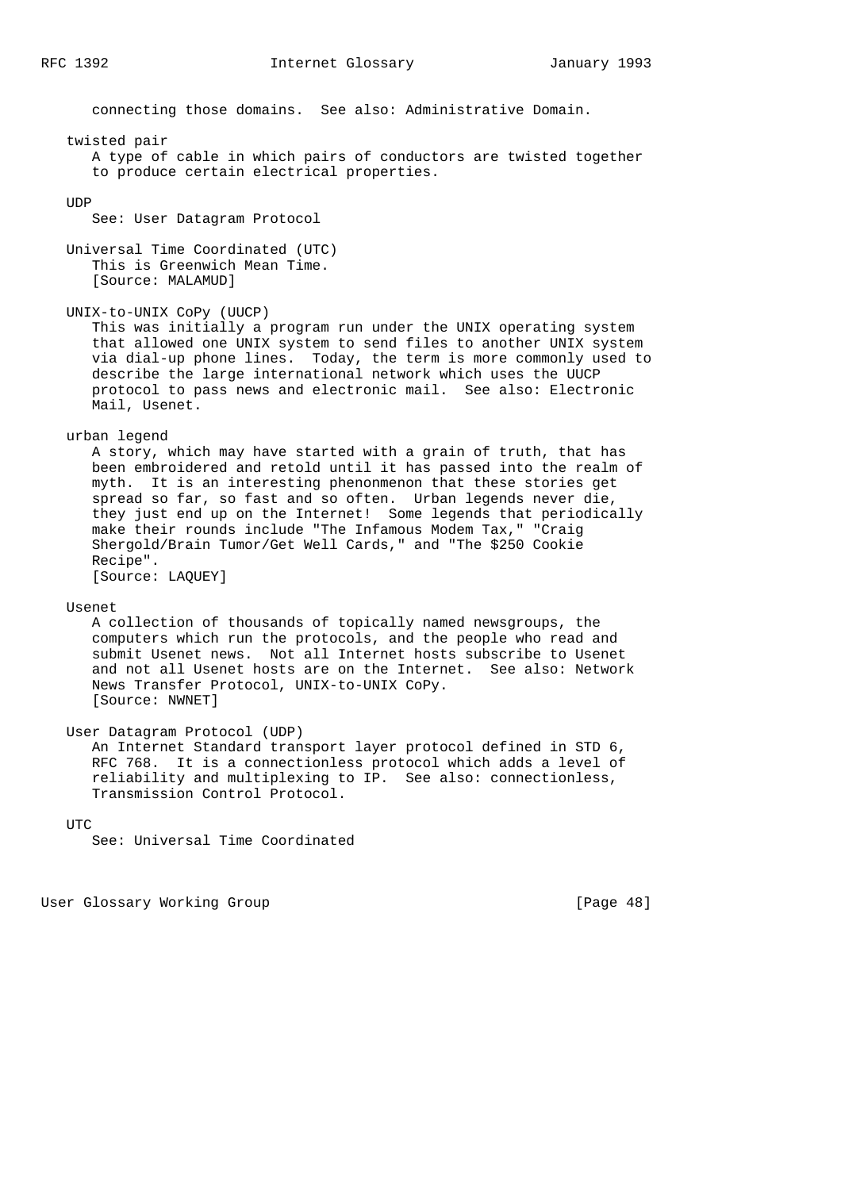connecting those domains. See also: Administrative Domain.

**twisted pair**

A type of cable in which pairs of conductors are twisted together to produce certain electrical properties.

**UDP**

See: User Datagram Protocol

**Universal Time Coordinated (UTC)**

This is Greenwich Mean Time.
[Source: MALAMUD]

**UNIX-to-UNIX CoPy (UUCP)**

This was initially a program run under the UNIX operating system that allowed one UNIX system to send files to another UNIX system via dial-up phone lines. Today, the term is more commonly used to describe the large international network which uses the UUCP protocol to pass news and electronic mail. See also: Electronic Mail, Usenet.

**urban legend**

A story, which may have started with a grain of truth, that has been embroidered and retold until it has passed into the realm of myth. It is an interesting phenonmenon that these stories get spread so far, so fast and so often. Urban legends never die, they just end up on the Internet! Some legends that periodically make their rounds include "The Infamous Modem Tax," "Craig Shergold/Brain Tumor/Get Well Cards," and "The $250 Cookie Recipe".
[Source: LAQUEY]

**Usenet**

A collection of thousands of topically named newsgroups, the computers which run the protocols, and the people who read and submit Usenet news. Not all Internet hosts subscribe to Usenet and not all Usenet hosts are on the Internet. See also: Network News Transfer Protocol, UNIX-to-UNIX CoPy.
[Source: NWNET]

**User Datagram Protocol (UDP)**

An Internet Standard transport layer protocol defined in STD 6, RFC 768. It is a connectionless protocol which adds a level of reliability and multiplexing to IP. See also: connectionless, Transmission Control Protocol.

**UTC**

See: Universal Time Coordinated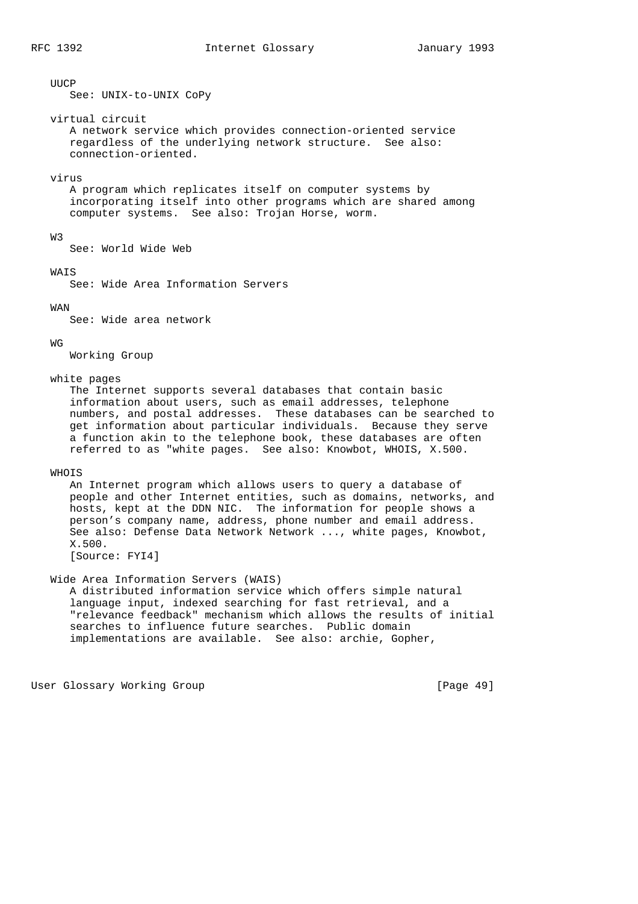UUCP
See: UNIX-to-UNIX CoPy

virtual circuit
A network service which provides connection-oriented service regardless of the underlying network structure. See also: connection-oriented.

virus
A program which replicates itself on computer systems by incorporating itself into other programs which are shared among computer systems. See also: Trojan Horse, worm.

W3
See: World Wide Web

WAIS
See: Wide Area Information Servers

WAN
See: Wide area network

WG
Working Group

white pages
The Internet supports several databases that contain basic information about users, such as email addresses, telephone numbers, and postal addresses. These databases can be searched to get information about particular individuals. Because they serve a function akin to the telephone book, these databases are often referred to as "white pages. See also: Knowbot, WHOIS, X.500.

WHOIS
An Internet program which allows users to query a database of people and other Internet entities, such as domains, networks, and hosts, kept at the DDN NIC. The information for people shows a person's company name, address, phone number and email address. See also: Defense Data Network Network ..., white pages, Knowbot, X.500.
[Source: FYI4]

Wide Area Information Servers (WAIS)
A distributed information service which offers simple natural language input, indexed searching for fast retrieval, and a "relevance feedback" mechanism which allows the results of initial searches to influence future searches. Public domain implementations are available. See also: archie, Gopher,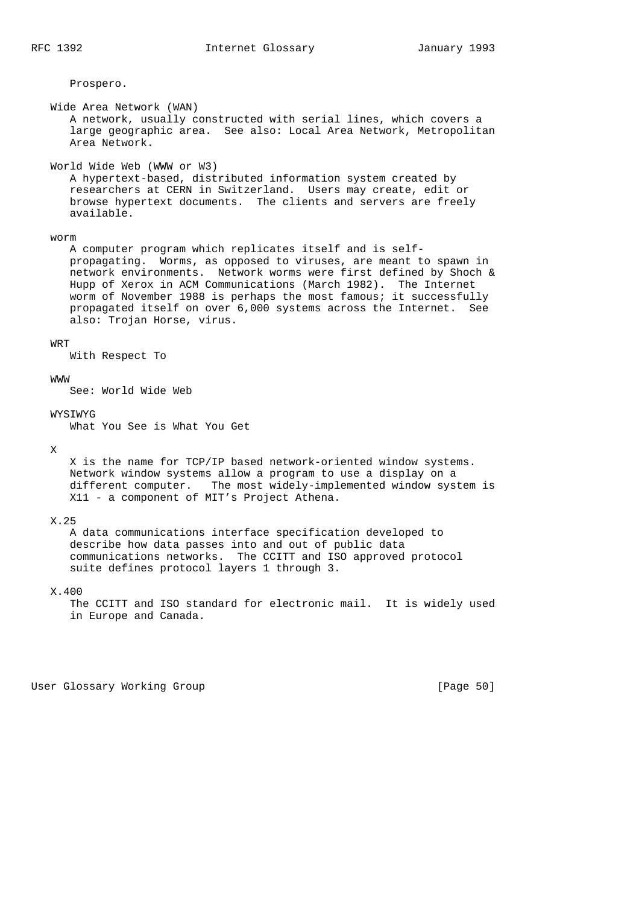Prospero.

**Wide Area Network (WAN)**

A network, usually constructed with serial lines, which covers a large geographic area. See also: Local Area Network, Metropolitan Area Network.

**World Wide Web (WWW or W3)**

A hypertext-based, distributed information system created by researchers at CERN in Switzerland. Users may create, edit or browse hypertext documents. The clients and servers are freely available.

**worm**

A computer program which replicates itself and is self-propagating. Worms, as opposed to viruses, are meant to spawn in network environments. Network worms were first defined by Shoch & Hupp of Xerox in ACM Communications (March 1982). The Internet worm of November 1988 is perhaps the most famous; it successfully propagated itself on over 6,000 systems across the Internet. See also: Trojan Horse, virus.

**WRT**

With Respect To

**WWW**

See: World Wide Web

**WYSIWYG**

What You See is What You Get

**X**

X is the name for TCP/IP based network-oriented window systems. Network window systems allow a program to use a display on a different computer. The most widely-implemented window system is X11 - a component of MIT's Project Athena.

**X.25**

A data communications interface specification developed to describe how data passes into and out of public data communications networks. The CCITT and ISO approved protocol suite defines protocol layers 1 through 3.

**X.400**

The CCITT and ISO standard for electronic mail. It is widely used in Europe and Canada.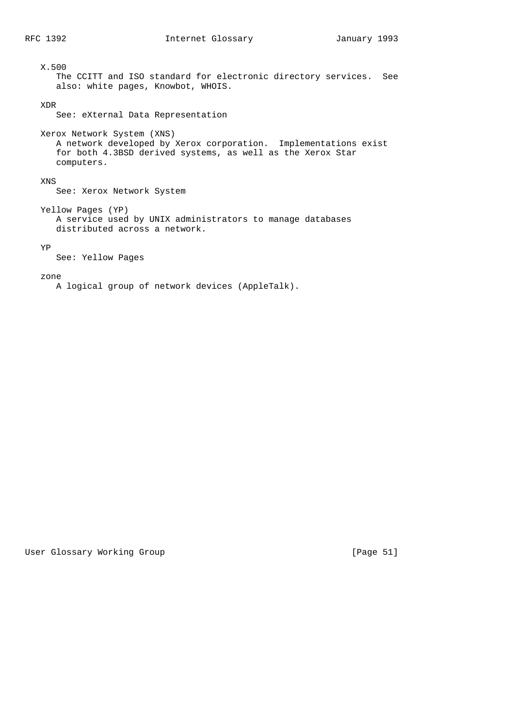X.500
The CCITT and ISO standard for electronic directory services. See also: white pages, Knowbot, WHOIS.

XDR
See: eXternal Data Representation

Xerox Network System (XNS)
A network developed by Xerox corporation. Implementations exist for both 4.3BSD derived systems, as well as the Xerox Star computers.

XNS
See: Xerox Network System

Yellow Pages (YP)
A service used by UNIX administrators to manage databases distributed across a network.

YP
See: Yellow Pages

zone
A logical group of network devices (AppleTalk).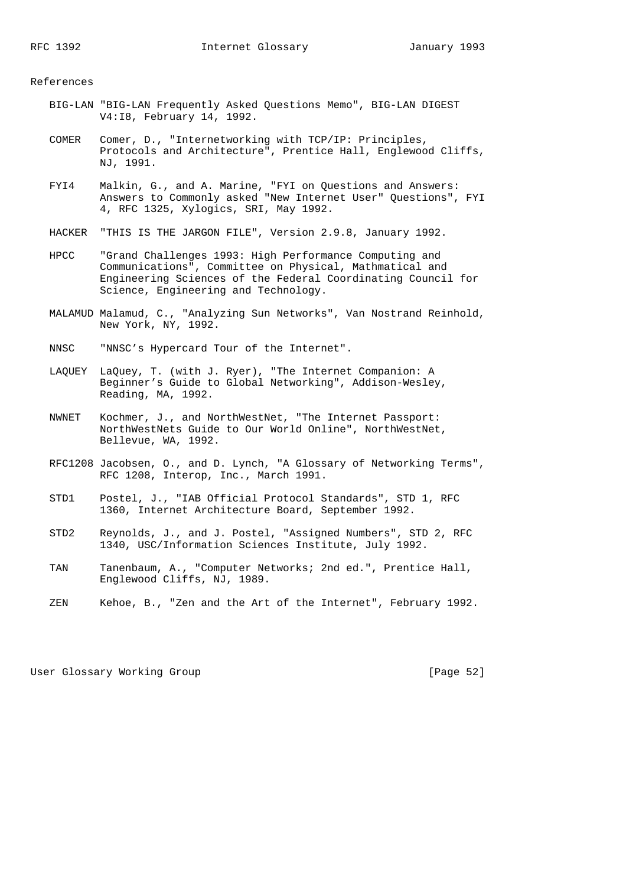## References

- **BIG-LAN** "BIG-LAN Frequently Asked Questions Memo", BIG-LAN DIGEST V4:I8, February 14, 1992.

- **COMER** Comer, D., "Internetworking with TCP/IP: Principles, Protocols and Architecture", Prentice Hall, Englewood Cliffs, NJ, 1991.

- **FYI4** Malkin, G., and A. Marine, "FYI on Questions and Answers: Answers to Commonly asked "New Internet User" Questions", FYI 4, RFC 1325, Xylogics, SRI, May 1992.

- **HACKER** "THIS IS THE JARGON FILE", Version 2.9.8, January 1992.

- **HPCC** "Grand Challenges 1993: High Performance Computing and Communications", Committee on Physical, Mathmatical and Engineering Sciences of the Federal Coordinating Council for Science, Engineering and Technology.

- **MALAMUD** Malamud, C., "Analyzing Sun Networks", Van Nostrand Reinhold, New York, NY, 1992.

- **NNSC** "NNSC's Hypercard Tour of the Internet".

- **LAQUEY** LaQuey, T. (with J. Ryer), "The Internet Companion: A Beginner's Guide to Global Networking", Addison-Wesley, Reading, MA, 1992.

- **NWNET** Kochmer, J., and NorthWestNet, "The Internet Passport: NorthWestNets Guide to Our World Online", NorthWestNet, Bellevue, WA, 1992.

- **RFC1208** Jacobsen, O., and D. Lynch, "A Glossary of Networking Terms", RFC 1208, Interop, Inc., March 1991.

- **STD1** Postel, J., "IAB Official Protocol Standards", STD 1, RFC 1360, Internet Architecture Board, September 1992.

- **STD2** Reynolds, J., and J. Postel, "Assigned Numbers", STD 2, RFC 1340, USC/Information Sciences Institute, July 1992.

- **TAN** Tanenbaum, A., "Computer Networks; 2nd ed.", Prentice Hall, Englewood Cliffs, NJ, 1989.

- **ZEN** Kehoe, B., "Zen and the Art of the Internet", February 1992.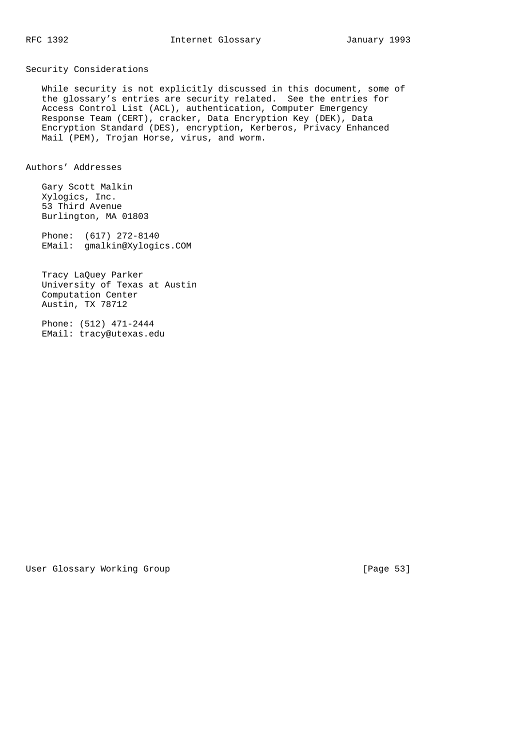## Security Considerations

While security is not explicitly discussed in this document, some of the glossary's entries are security related. See the entries for Access Control List (ACL), authentication, Computer Emergency Response Team (CERT), cracker, Data Encryption Key (DEK), Data Encryption Standard (DES), encryption, Kerberos, Privacy Enhanced Mail (PEM), Trojan Horse, virus, and worm.

## Authors' Addresses

Gary Scott Malkin
Xylogics, Inc.
53 Third Avenue
Burlington, MA 01803

Phone: (617) 272-8140
EMail: gmalkin@Xylogics.COM

Tracy LaQuey Parker
University of Texas at Austin
Computation Center
Austin, TX 78712

Phone: (512) 471-2444
EMail: tracy@utexas.edu